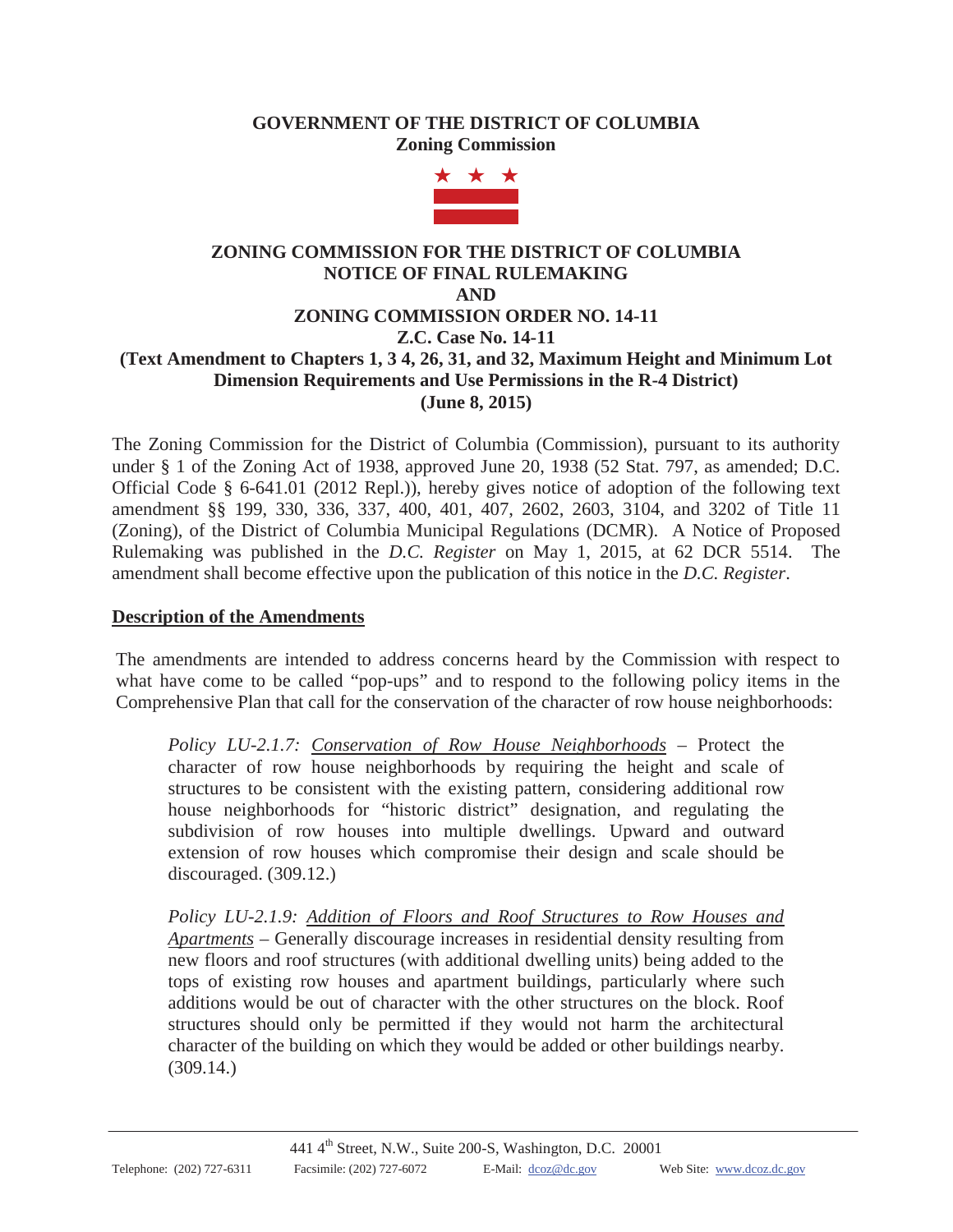**GOVERNMENT OF THE DISTRICT OF COLUMBIA**
**Zoning Commission**

# ZONING COMMISSION FOR THE DISTRICT OF COLUMBIA
# NOTICE OF FINAL RULEMAKING
# AND
# ZONING COMMISSION ORDER NO. 14-11
## Z.C. Case No. 14-11
## (Text Amendment to Chapters 1, 3 4, 26, 31, and 32, Maximum Height and Minimum Lot Dimension Requirements and Use Permissions in the R-4 District)
## (June 8, 2015)

The Zoning Commission for the District of Columbia (Commission), pursuant to its authority under § 1 of the Zoning Act of 1938, approved June 20, 1938 (52 Stat. 797, as amended; D.C. Official Code § 6-641.01 (2012 Repl.)), hereby gives notice of adoption of the following text amendment §§ 199, 330, 336, 337, 400, 401, 407, 2602, 2603, 3104, and 3202 of Title 11 (Zoning), of the District of Columbia Municipal Regulations (DCMR). A Notice of Proposed Rulemaking was published in the *D.C. Register* on May 1, 2015, at 62 DCR 5514. The amendment shall become effective upon the publication of this notice in the *D.C. Register*.

**Description of the Amendments**

The amendments are intended to address concerns heard by the Commission with respect to what have come to be called "pop-ups" and to respond to the following policy items in the Comprehensive Plan that call for the conservation of the character of row house neighborhoods:

> *Policy LU-2.1.7:* Conservation of Row House Neighborhoods – Protect the character of row house neighborhoods by requiring the height and scale of structures to be consistent with the existing pattern, considering additional row house neighborhoods for "historic district" designation, and regulating the subdivision of row houses into multiple dwellings. Upward and outward extension of row houses which compromise their design and scale should be discouraged. (309.12.)

> *Policy LU-2.1.9:* Addition of Floors and Roof Structures to Row Houses and Apartments – Generally discourage increases in residential density resulting from new floors and roof structures (with additional dwelling units) being added to the tops of existing row houses and apartment buildings, particularly where such additions would be out of character with the other structures on the block. Roof structures should only be permitted if they would not harm the architectural character of the building on which they would be added or other buildings nearby. (309.14.)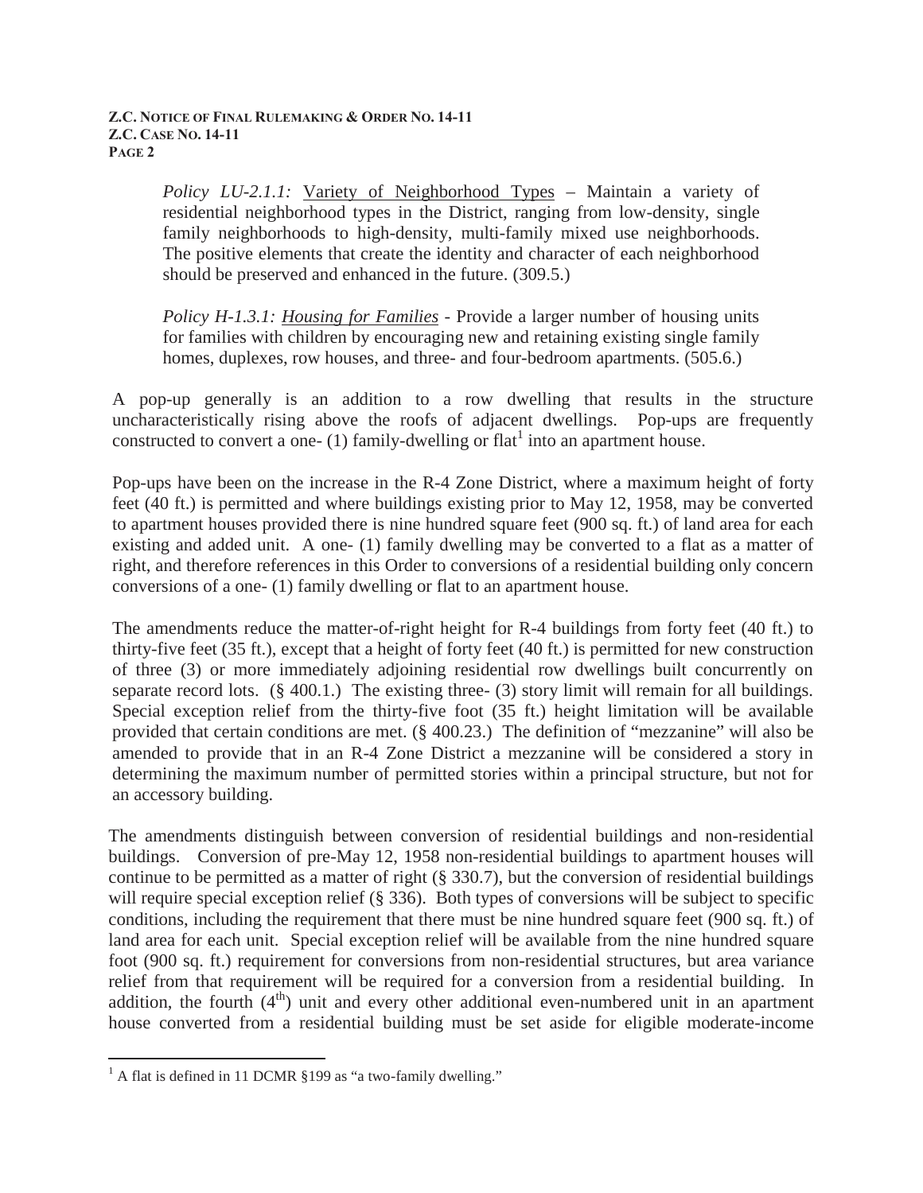> *Policy LU-2.1.1:* Variety of Neighborhood Types – Maintain a variety of residential neighborhood types in the District, ranging from low-density, single family neighborhoods to high-density, multi-family mixed use neighborhoods. The positive elements that create the identity and character of each neighborhood should be preserved and enhanced in the future. (309.5.)

> *Policy H-1.3.1: Housing for Families* - Provide a larger number of housing units for families with children by encouraging new and retaining existing single family homes, duplexes, row houses, and three- and four-bedroom apartments. (505.6.)

A pop-up generally is an addition to a row dwelling that results in the structure uncharacteristically rising above the roofs of adjacent dwellings. Pop-ups are frequently constructed to convert a one- (1) family-dwelling or flat[1] into an apartment house.

Pop-ups have been on the increase in the R-4 Zone District, where a maximum height of forty feet (40 ft.) is permitted and where buildings existing prior to May 12, 1958, may be converted to apartment houses provided there is nine hundred square feet (900 sq. ft.) of land area for each existing and added unit. A one- (1) family dwelling may be converted to a flat as a matter of right, and therefore references in this Order to conversions of a residential building only concern conversions of a one- (1) family dwelling or flat to an apartment house.

The amendments reduce the matter-of-right height for R-4 buildings from forty feet (40 ft.) to thirty-five feet (35 ft.), except that a height of forty feet (40 ft.) is permitted for new construction of three (3) or more immediately adjoining residential row dwellings built concurrently on separate record lots. (§ 400.1.) The existing three- (3) story limit will remain for all buildings. Special exception relief from the thirty-five foot (35 ft.) height limitation will be available provided that certain conditions are met. (§ 400.23.) The definition of "mezzanine" will also be amended to provide that in an R-4 Zone District a mezzanine will be considered a story in determining the maximum number of permitted stories within a principal structure, but not for an accessory building.

The amendments distinguish between conversion of residential buildings and non-residential buildings. Conversion of pre-May 12, 1958 non-residential buildings to apartment houses will continue to be permitted as a matter of right (§ 330.7), but the conversion of residential buildings will require special exception relief (§ 336). Both types of conversions will be subject to specific conditions, including the requirement that there must be nine hundred square feet (900 sq. ft.) of land area for each unit. Special exception relief will be available from the nine hundred square foot (900 sq. ft.) requirement for conversions from non-residential structures, but area variance relief from that requirement will be required for a conversion from a residential building. In addition, the fourth (4th) unit and every other additional even-numbered unit in an apartment house converted from a residential building must be set aside for eligible moderate-income

[1] A flat is defined in 11 DCMR §199 as "a two-family dwelling."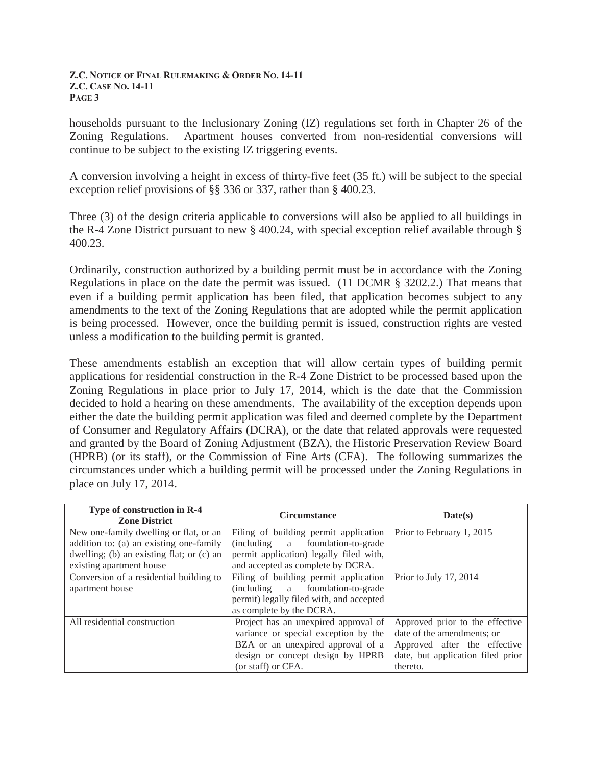households pursuant to the Inclusionary Zoning (IZ) regulations set forth in Chapter 26 of the Zoning Regulations. Apartment houses converted from non-residential conversions will continue to be subject to the existing IZ triggering events.

A conversion involving a height in excess of thirty-five feet (35 ft.) will be subject to the special exception relief provisions of §§ 336 or 337, rather than § 400.23.

Three (3) of the design criteria applicable to conversions will also be applied to all buildings in the R-4 Zone District pursuant to new § 400.24, with special exception relief available through § 400.23.

Ordinarily, construction authorized by a building permit must be in accordance with the Zoning Regulations in place on the date the permit was issued. (11 DCMR § 3202.2.) That means that even if a building permit application has been filed, that application becomes subject to any amendments to the text of the Zoning Regulations that are adopted while the permit application is being processed. However, once the building permit is issued, construction rights are vested unless a modification to the building permit is granted.

These amendments establish an exception that will allow certain types of building permit applications for residential construction in the R-4 Zone District to be processed based upon the Zoning Regulations in place prior to July 17, 2014, which is the date that the Commission decided to hold a hearing on these amendments. The availability of the exception depends upon either the date the building permit application was filed and deemed complete by the Department of Consumer and Regulatory Affairs (DCRA), or the date that related approvals were requested and granted by the Board of Zoning Adjustment (BZA), the Historic Preservation Review Board (HPRB) (or its staff), or the Commission of Fine Arts (CFA). The following summarizes the circumstances under which a building permit will be processed under the Zoning Regulations in place on July 17, 2014.

| Type of construction in R-4 Zone District | Circumstance | Date(s) |
|---|---|---|
| New one-family dwelling or flat, or an addition to: (a) an existing one-family dwelling; (b) an existing flat; or (c) an existing apartment house | Filing of building permit application (including a foundation-to-grade permit application) legally filed with, and accepted as complete by DCRA. | Prior to February 1, 2015 |
| Conversion of a residential building to apartment house | Filing of building permit application (including a foundation-to-grade permit) legally filed with, and accepted as complete by the DCRA. | Prior to July 17, 2014 |
| All residential construction | Project has an unexpired approval of variance or special exception by the BZA or an unexpired approval of a design or concept design by HPRB (or staff) or CFA. | Approved prior to the effective date of the amendments; or Approved after the effective date, but application filed prior thereto. |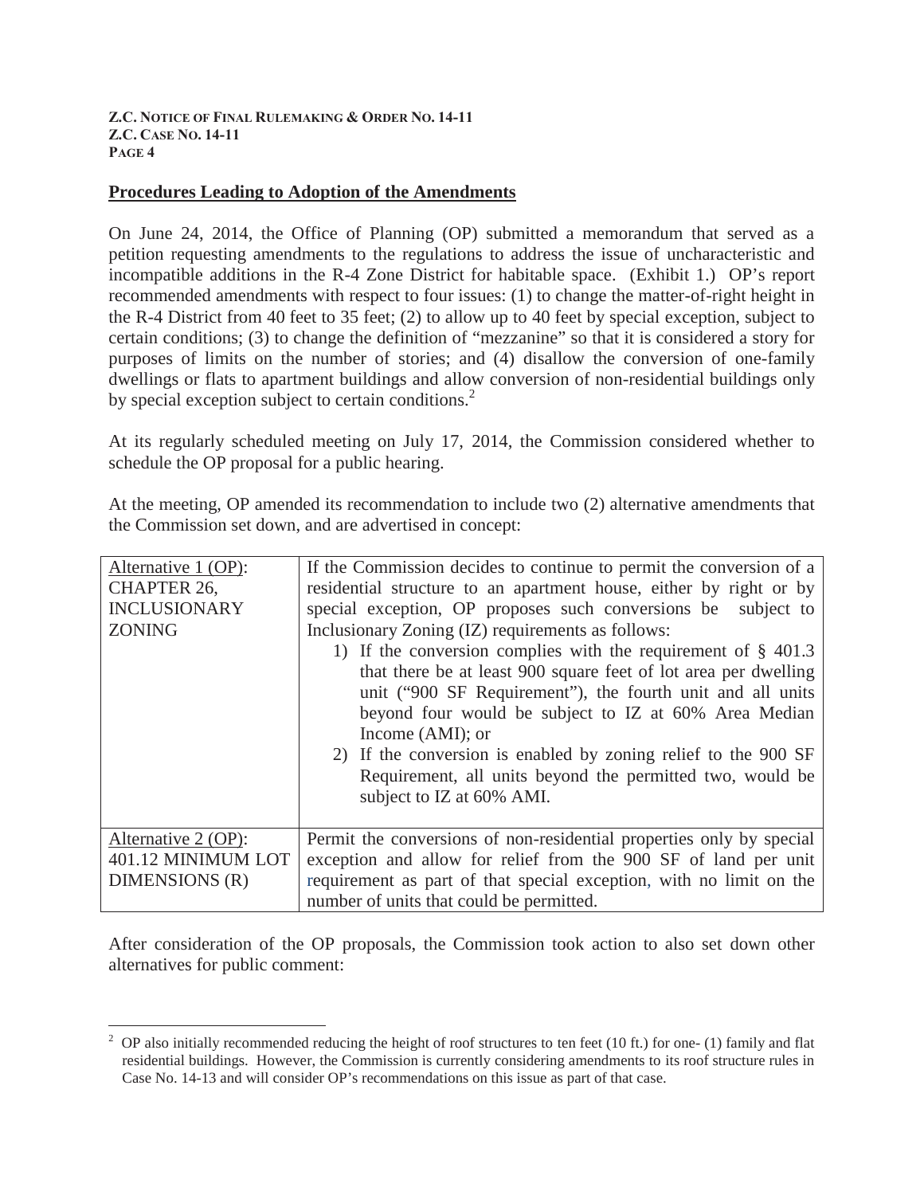## Procedures Leading to Adoption of the Amendments

On June 24, 2014, the Office of Planning (OP) submitted a memorandum that served as a petition requesting amendments to the regulations to address the issue of uncharacteristic and incompatible additions in the R-4 Zone District for habitable space. (Exhibit 1.) OP's report recommended amendments with respect to four issues: (1) to change the matter-of-right height in the R-4 District from 40 feet to 35 feet; (2) to allow up to 40 feet by special exception, subject to certain conditions; (3) to change the definition of "mezzanine" so that it is considered a story for purposes of limits on the number of stories; and (4) disallow the conversion of one-family dwellings or flats to apartment buildings and allow conversion of non-residential buildings only by special exception subject to certain conditions.[2]

At its regularly scheduled meeting on July 17, 2014, the Commission considered whether to schedule the OP proposal for a public hearing.

At the meeting, OP amended its recommendation to include two (2) alternative amendments that the Commission set down, and are advertised in concept:

| | |
|---|---|
| Alternative 1 (OP): CHAPTER 26, INCLUSIONARY ZONING | If the Commission decides to continue to permit the conversion of a residential structure to an apartment house, either by right or by special exception, OP proposes such conversions be subject to Inclusionary Zoning (IZ) requirements as follows: <br>1) If the conversion complies with the requirement of § 401.3 that there be at least 900 square feet of lot area per dwelling unit ("900 SF Requirement"), the fourth unit and all units beyond four would be subject to IZ at 60% Area Median Income (AMI); or <br>2) If the conversion is enabled by zoning relief to the 900 SF Requirement, all units beyond the permitted two, would be subject to IZ at 60% AMI. |
| Alternative 2 (OP): 401.12 MINIMUM LOT DIMENSIONS (R) | Permit the conversions of non-residential properties only by special exception and allow for relief from the 900 SF of land per unit requirement as part of that special exception, with no limit on the number of units that could be permitted. |

After consideration of the OP proposals, the Commission took action to also set down other alternatives for public comment:

[2] OP also initially recommended reducing the height of roof structures to ten feet (10 ft.) for one- (1) family and flat residential buildings. However, the Commission is currently considering amendments to its roof structure rules in Case No. 14-13 and will consider OP's recommendations on this issue as part of that case.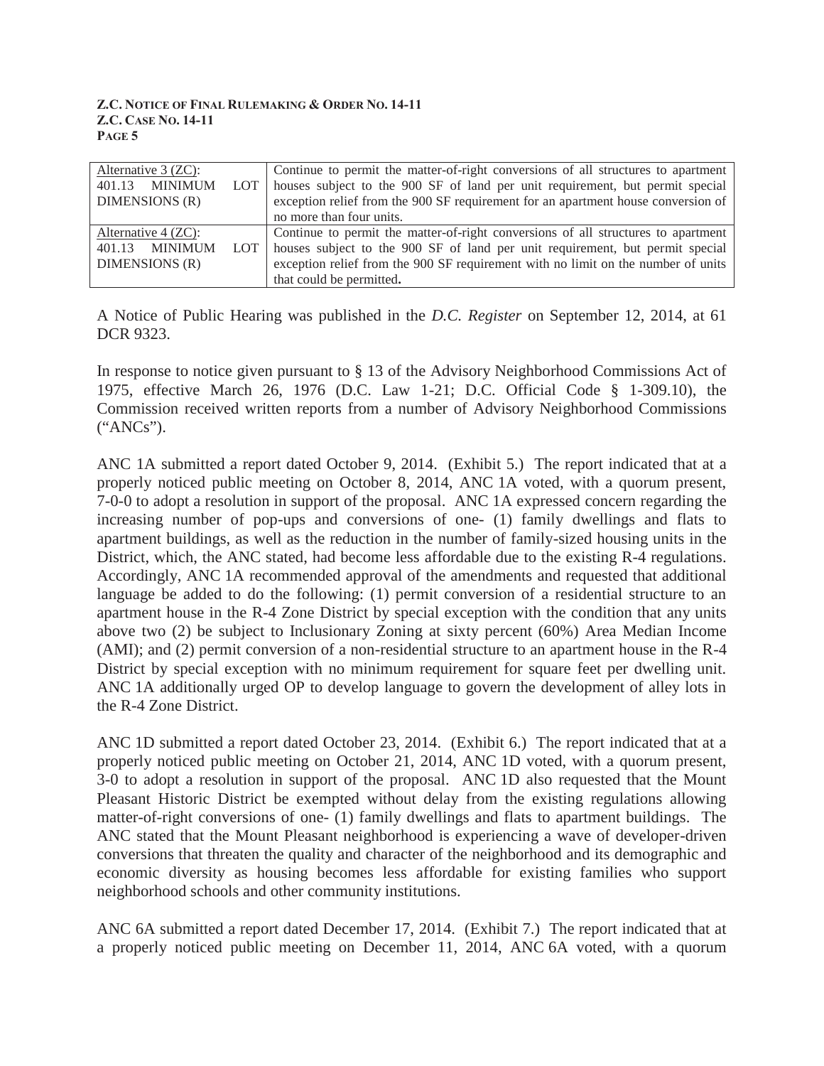| Alternative 3 (ZC): 401.13 MINIMUM LOT DIMENSIONS (R) | Continue to permit the matter-of-right conversions of all structures to apartment houses subject to the 900 SF of land per unit requirement, but permit special exception relief from the 900 SF requirement for an apartment house conversion of no more than four units. |
|---|---|
| Alternative 4 (ZC): 401.13 MINIMUM LOT DIMENSIONS (R) | Continue to permit the matter-of-right conversions of all structures to apartment houses subject to the 900 SF of land per unit requirement, but permit special exception relief from the 900 SF requirement with no limit on the number of units that could be permitted**.** |

A Notice of Public Hearing was published in the *D.C. Register* on September 12, 2014, at 61 DCR 9323.

In response to notice given pursuant to § 13 of the Advisory Neighborhood Commissions Act of 1975, effective March 26, 1976 (D.C. Law 1-21; D.C. Official Code § 1-309.10), the Commission received written reports from a number of Advisory Neighborhood Commissions ("ANCs").

ANC 1A submitted a report dated October 9, 2014. (Exhibit 5.) The report indicated that at a properly noticed public meeting on October 8, 2014, ANC 1A voted, with a quorum present, 7-0-0 to adopt a resolution in support of the proposal. ANC 1A expressed concern regarding the increasing number of pop-ups and conversions of one- (1) family dwellings and flats to apartment buildings, as well as the reduction in the number of family-sized housing units in the District, which, the ANC stated, had become less affordable due to the existing R-4 regulations. Accordingly, ANC 1A recommended approval of the amendments and requested that additional language be added to do the following: (1) permit conversion of a residential structure to an apartment house in the R-4 Zone District by special exception with the condition that any units above two (2) be subject to Inclusionary Zoning at sixty percent (60%) Area Median Income (AMI); and (2) permit conversion of a non-residential structure to an apartment house in the R-4 District by special exception with no minimum requirement for square feet per dwelling unit. ANC 1A additionally urged OP to develop language to govern the development of alley lots in the R-4 Zone District.

ANC 1D submitted a report dated October 23, 2014. (Exhibit 6.) The report indicated that at a properly noticed public meeting on October 21, 2014, ANC 1D voted, with a quorum present, 3-0 to adopt a resolution in support of the proposal. ANC 1D also requested that the Mount Pleasant Historic District be exempted without delay from the existing regulations allowing matter-of-right conversions of one- (1) family dwellings and flats to apartment buildings. The ANC stated that the Mount Pleasant neighborhood is experiencing a wave of developer-driven conversions that threaten the quality and character of the neighborhood and its demographic and economic diversity as housing becomes less affordable for existing families who support neighborhood schools and other community institutions.

ANC 6A submitted a report dated December 17, 2014. (Exhibit 7.) The report indicated that at a properly noticed public meeting on December 11, 2014, ANC 6A voted, with a quorum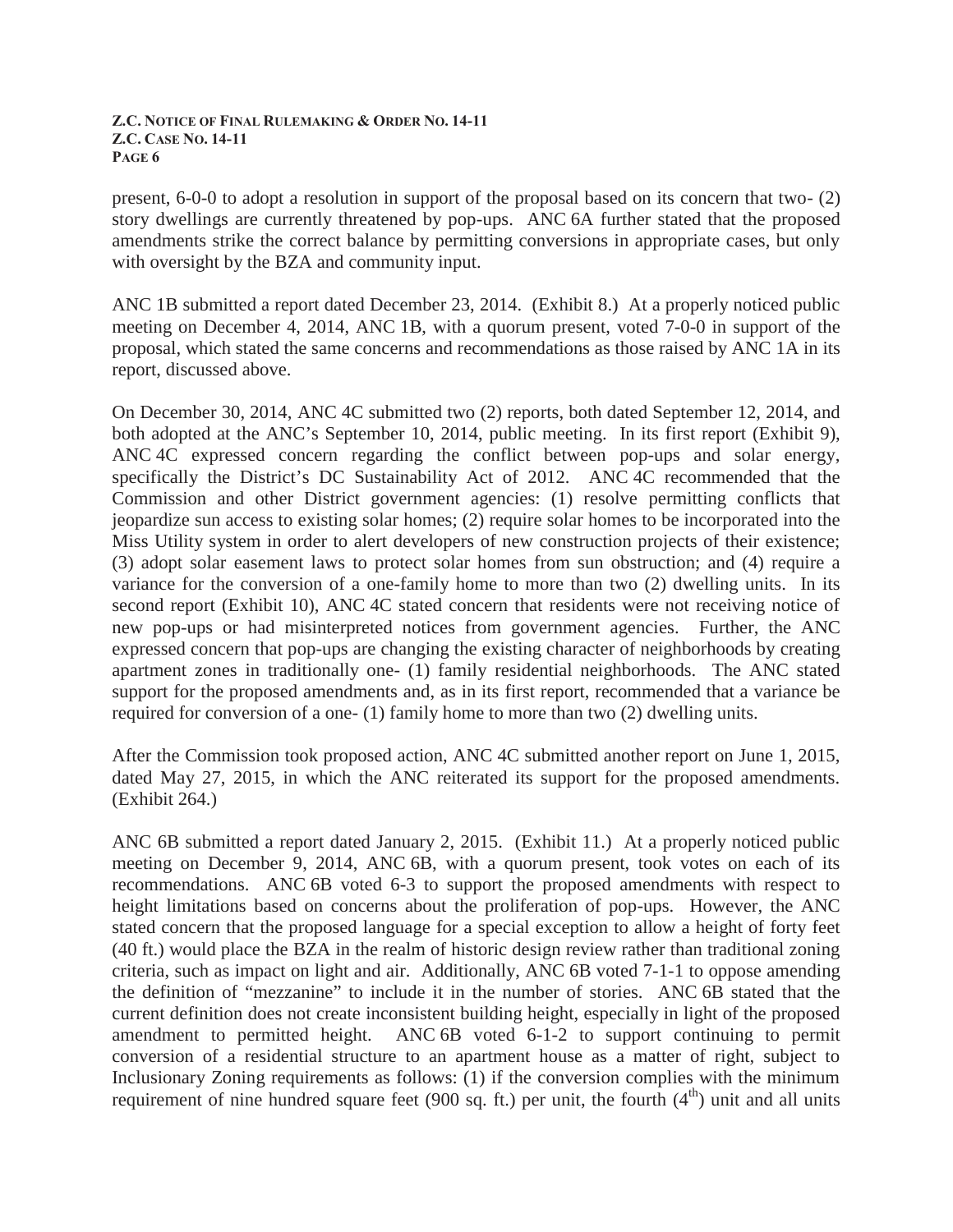present, 6-0-0 to adopt a resolution in support of the proposal based on its concern that two- (2) story dwellings are currently threatened by pop-ups. ANC 6A further stated that the proposed amendments strike the correct balance by permitting conversions in appropriate cases, but only with oversight by the BZA and community input.

ANC 1B submitted a report dated December 23, 2014. (Exhibit 8.) At a properly noticed public meeting on December 4, 2014, ANC 1B, with a quorum present, voted 7-0-0 in support of the proposal, which stated the same concerns and recommendations as those raised by ANC 1A in its report, discussed above.

On December 30, 2014, ANC 4C submitted two (2) reports, both dated September 12, 2014, and both adopted at the ANC's September 10, 2014, public meeting. In its first report (Exhibit 9), ANC 4C expressed concern regarding the conflict between pop-ups and solar energy, specifically the District's DC Sustainability Act of 2012. ANC 4C recommended that the Commission and other District government agencies: (1) resolve permitting conflicts that jeopardize sun access to existing solar homes; (2) require solar homes to be incorporated into the Miss Utility system in order to alert developers of new construction projects of their existence; (3) adopt solar easement laws to protect solar homes from sun obstruction; and (4) require a variance for the conversion of a one-family home to more than two (2) dwelling units. In its second report (Exhibit 10), ANC 4C stated concern that residents were not receiving notice of new pop-ups or had misinterpreted notices from government agencies. Further, the ANC expressed concern that pop-ups are changing the existing character of neighborhoods by creating apartment zones in traditionally one- (1) family residential neighborhoods. The ANC stated support for the proposed amendments and, as in its first report, recommended that a variance be required for conversion of a one- (1) family home to more than two (2) dwelling units.

After the Commission took proposed action, ANC 4C submitted another report on June 1, 2015, dated May 27, 2015, in which the ANC reiterated its support for the proposed amendments. (Exhibit 264.)

ANC 6B submitted a report dated January 2, 2015. (Exhibit 11.) At a properly noticed public meeting on December 9, 2014, ANC 6B, with a quorum present, took votes on each of its recommendations. ANC 6B voted 6-3 to support the proposed amendments with respect to height limitations based on concerns about the proliferation of pop-ups. However, the ANC stated concern that the proposed language for a special exception to allow a height of forty feet (40 ft.) would place the BZA in the realm of historic design review rather than traditional zoning criteria, such as impact on light and air. Additionally, ANC 6B voted 7-1-1 to oppose amending the definition of "mezzanine" to include it in the number of stories. ANC 6B stated that the current definition does not create inconsistent building height, especially in light of the proposed amendment to permitted height. ANC 6B voted 6-1-2 to support continuing to permit conversion of a residential structure to an apartment house as a matter of right, subject to Inclusionary Zoning requirements as follows: (1) if the conversion complies with the minimum requirement of nine hundred square feet (900 sq. ft.) per unit, the fourth (4th) unit and all units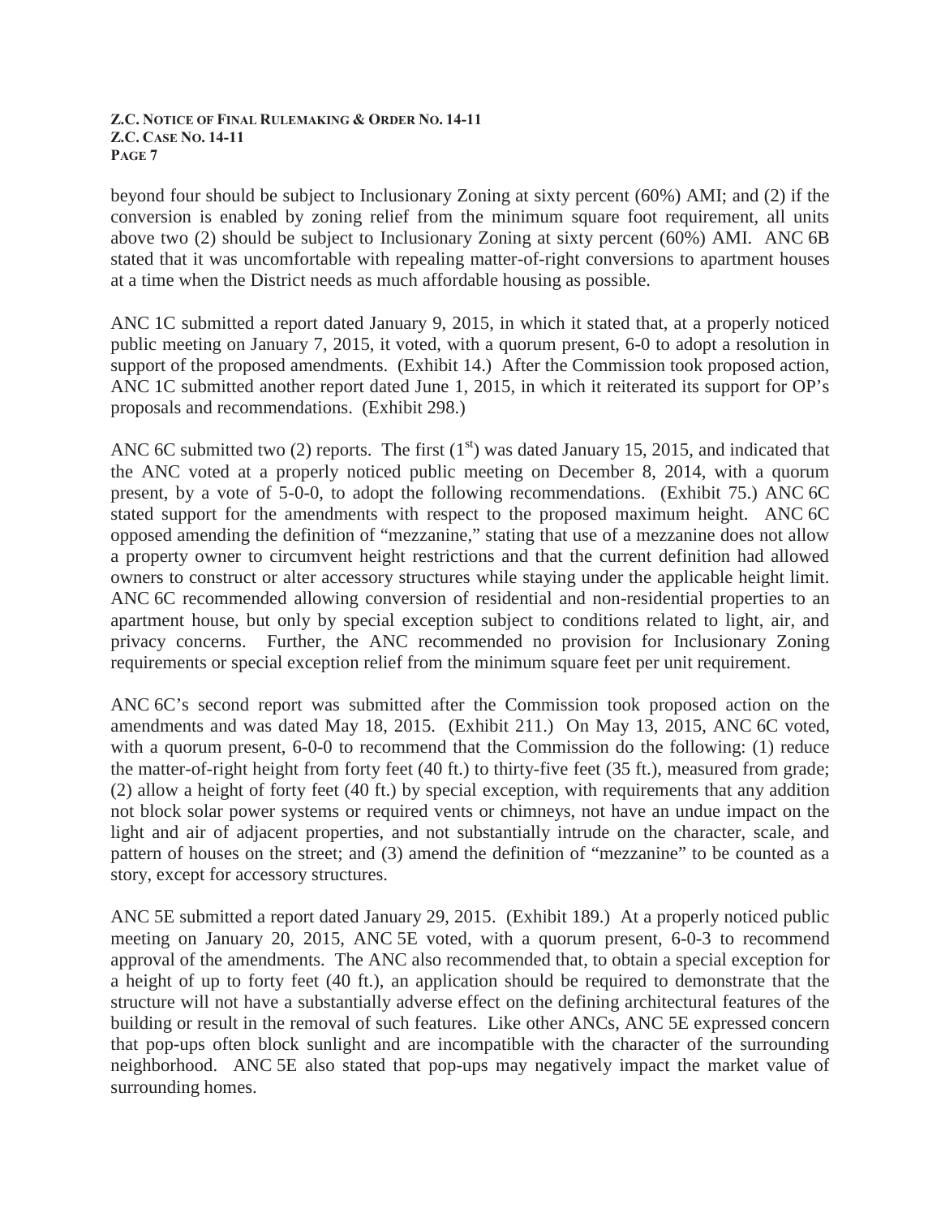beyond four should be subject to Inclusionary Zoning at sixty percent (60%) AMI; and (2) if the conversion is enabled by zoning relief from the minimum square foot requirement, all units above two (2) should be subject to Inclusionary Zoning at sixty percent (60%) AMI. ANC 6B stated that it was uncomfortable with repealing matter-of-right conversions to apartment houses at a time when the District needs as much affordable housing as possible.

ANC 1C submitted a report dated January 9, 2015, in which it stated that, at a properly noticed public meeting on January 7, 2015, it voted, with a quorum present, 6-0 to adopt a resolution in support of the proposed amendments. (Exhibit 14.) After the Commission took proposed action, ANC 1C submitted another report dated June 1, 2015, in which it reiterated its support for OP's proposals and recommendations. (Exhibit 298.)

ANC 6C submitted two (2) reports. The first (1st) was dated January 15, 2015, and indicated that the ANC voted at a properly noticed public meeting on December 8, 2014, with a quorum present, by a vote of 5-0-0, to adopt the following recommendations. (Exhibit 75.) ANC 6C stated support for the amendments with respect to the proposed maximum height. ANC 6C opposed amending the definition of "mezzanine," stating that use of a mezzanine does not allow a property owner to circumvent height restrictions and that the current definition had allowed owners to construct or alter accessory structures while staying under the applicable height limit. ANC 6C recommended allowing conversion of residential and non-residential properties to an apartment house, but only by special exception subject to conditions related to light, air, and privacy concerns. Further, the ANC recommended no provision for Inclusionary Zoning requirements or special exception relief from the minimum square feet per unit requirement.

ANC 6C's second report was submitted after the Commission took proposed action on the amendments and was dated May 18, 2015. (Exhibit 211.) On May 13, 2015, ANC 6C voted, with a quorum present, 6-0-0 to recommend that the Commission do the following: (1) reduce the matter-of-right height from forty feet (40 ft.) to thirty-five feet (35 ft.), measured from grade; (2) allow a height of forty feet (40 ft.) by special exception, with requirements that any addition not block solar power systems or required vents or chimneys, not have an undue impact on the light and air of adjacent properties, and not substantially intrude on the character, scale, and pattern of houses on the street; and (3) amend the definition of "mezzanine" to be counted as a story, except for accessory structures.

ANC 5E submitted a report dated January 29, 2015. (Exhibit 189.) At a properly noticed public meeting on January 20, 2015, ANC 5E voted, with a quorum present, 6-0-3 to recommend approval of the amendments. The ANC also recommended that, to obtain a special exception for a height of up to forty feet (40 ft.), an application should be required to demonstrate that the structure will not have a substantially adverse effect on the defining architectural features of the building or result in the removal of such features. Like other ANCs, ANC 5E expressed concern that pop-ups often block sunlight and are incompatible with the character of the surrounding neighborhood. ANC 5E also stated that pop-ups may negatively impact the market value of surrounding homes.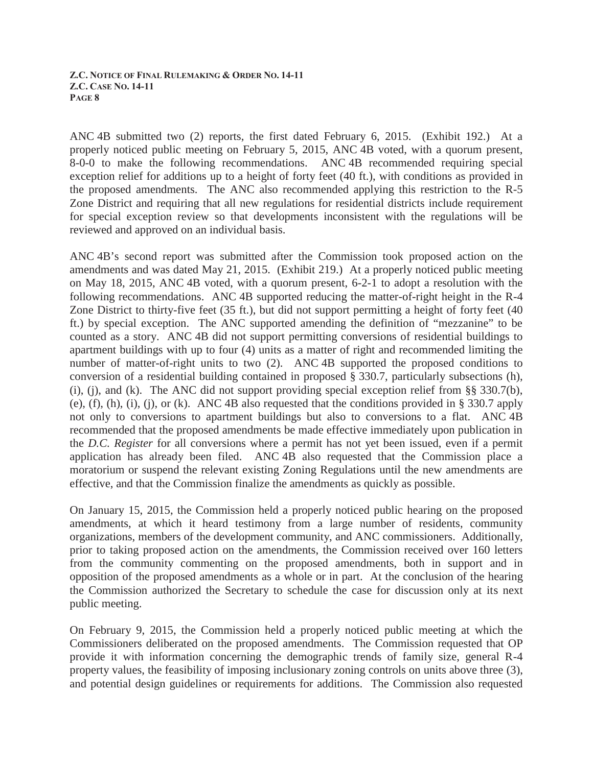ANC 4B submitted two (2) reports, the first dated February 6, 2015. (Exhibit 192.) At a properly noticed public meeting on February 5, 2015, ANC 4B voted, with a quorum present, 8-0-0 to make the following recommendations. ANC 4B recommended requiring special exception relief for additions up to a height of forty feet (40 ft.), with conditions as provided in the proposed amendments. The ANC also recommended applying this restriction to the R-5 Zone District and requiring that all new regulations for residential districts include requirement for special exception review so that developments inconsistent with the regulations will be reviewed and approved on an individual basis.

ANC 4B's second report was submitted after the Commission took proposed action on the amendments and was dated May 21, 2015. (Exhibit 219.) At a properly noticed public meeting on May 18, 2015, ANC 4B voted, with a quorum present, 6-2-1 to adopt a resolution with the following recommendations. ANC 4B supported reducing the matter-of-right height in the R-4 Zone District to thirty-five feet (35 ft.), but did not support permitting a height of forty feet (40 ft.) by special exception. The ANC supported amending the definition of "mezzanine" to be counted as a story. ANC 4B did not support permitting conversions of residential buildings to apartment buildings with up to four (4) units as a matter of right and recommended limiting the number of matter-of-right units to two (2). ANC 4B supported the proposed conditions to conversion of a residential building contained in proposed § 330.7, particularly subsections (h), (i), (j), and (k). The ANC did not support providing special exception relief from §§ 330.7(b), (e), (f), (h), (i), (j), or (k). ANC 4B also requested that the conditions provided in § 330.7 apply not only to conversions to apartment buildings but also to conversions to a flat. ANC 4B recommended that the proposed amendments be made effective immediately upon publication in the *D.C. Register* for all conversions where a permit has not yet been issued, even if a permit application has already been filed. ANC 4B also requested that the Commission place a moratorium or suspend the relevant existing Zoning Regulations until the new amendments are effective, and that the Commission finalize the amendments as quickly as possible.

On January 15, 2015, the Commission held a properly noticed public hearing on the proposed amendments, at which it heard testimony from a large number of residents, community organizations, members of the development community, and ANC commissioners. Additionally, prior to taking proposed action on the amendments, the Commission received over 160 letters from the community commenting on the proposed amendments, both in support and in opposition of the proposed amendments as a whole or in part. At the conclusion of the hearing the Commission authorized the Secretary to schedule the case for discussion only at its next public meeting.

On February 9, 2015, the Commission held a properly noticed public meeting at which the Commissioners deliberated on the proposed amendments. The Commission requested that OP provide it with information concerning the demographic trends of family size, general R-4 property values, the feasibility of imposing inclusionary zoning controls on units above three (3), and potential design guidelines or requirements for additions. The Commission also requested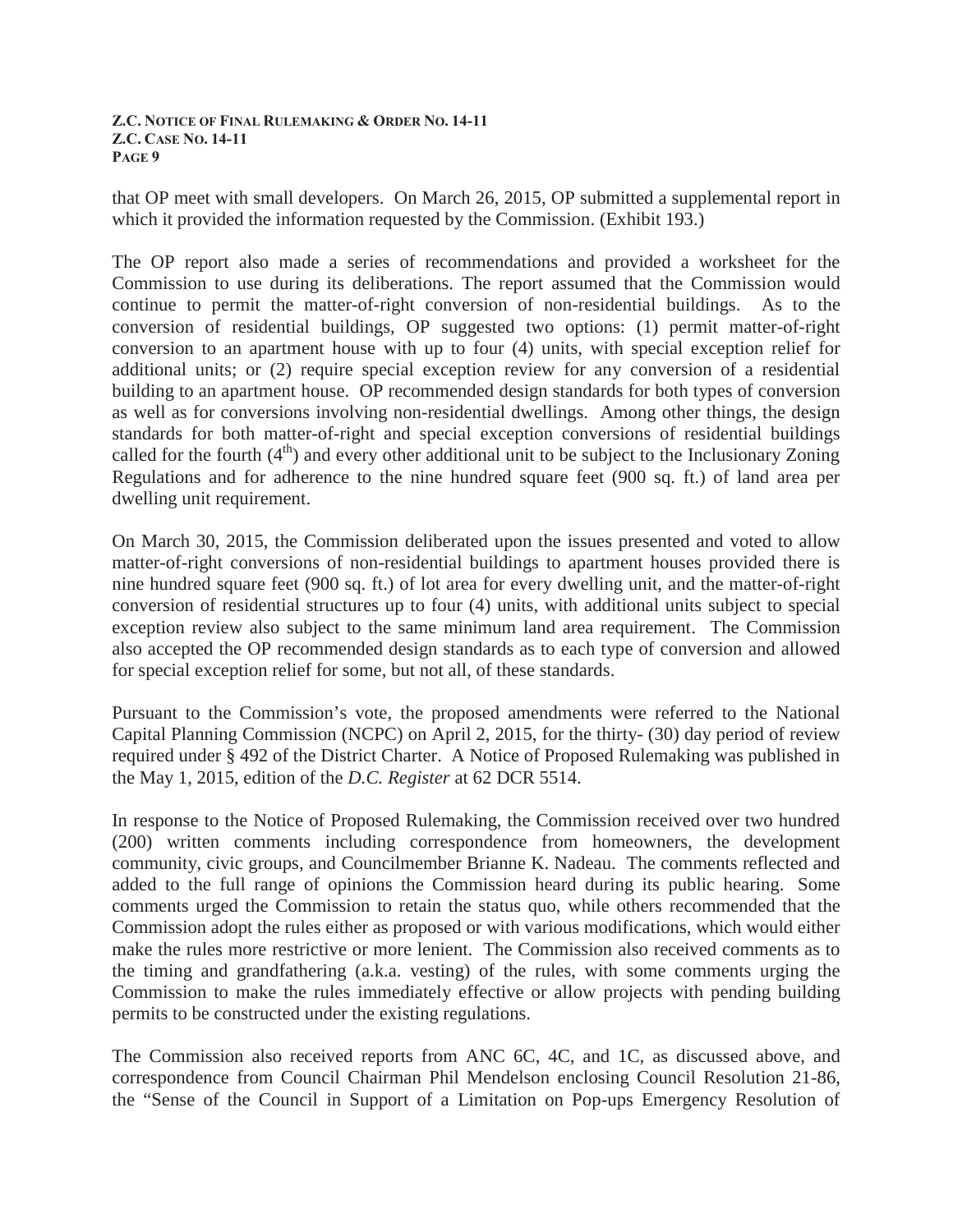that OP meet with small developers. On March 26, 2015, OP submitted a supplemental report in which it provided the information requested by the Commission. (Exhibit 193.)

The OP report also made a series of recommendations and provided a worksheet for the Commission to use during its deliberations. The report assumed that the Commission would continue to permit the matter-of-right conversion of non-residential buildings. As to the conversion of residential buildings, OP suggested two options: (1) permit matter-of-right conversion to an apartment house with up to four (4) units, with special exception relief for additional units; or (2) require special exception review for any conversion of a residential building to an apartment house. OP recommended design standards for both types of conversion as well as for conversions involving non-residential dwellings. Among other things, the design standards for both matter-of-right and special exception conversions of residential buildings called for the fourth ($4^{th}$) and every other additional unit to be subject to the Inclusionary Zoning Regulations and for adherence to the nine hundred square feet (900 sq. ft.) of land area per dwelling unit requirement.

On March 30, 2015, the Commission deliberated upon the issues presented and voted to allow matter-of-right conversions of non-residential buildings to apartment houses provided there is nine hundred square feet (900 sq. ft.) of lot area for every dwelling unit, and the matter-of-right conversion of residential structures up to four (4) units, with additional units subject to special exception review also subject to the same minimum land area requirement. The Commission also accepted the OP recommended design standards as to each type of conversion and allowed for special exception relief for some, but not all, of these standards.

Pursuant to the Commission's vote, the proposed amendments were referred to the National Capital Planning Commission (NCPC) on April 2, 2015, for the thirty- (30) day period of review required under § 492 of the District Charter. A Notice of Proposed Rulemaking was published in the May 1, 2015, edition of the *D.C. Register* at 62 DCR 5514.

In response to the Notice of Proposed Rulemaking, the Commission received over two hundred (200) written comments including correspondence from homeowners, the development community, civic groups, and Councilmember Brianne K. Nadeau. The comments reflected and added to the full range of opinions the Commission heard during its public hearing. Some comments urged the Commission to retain the status quo, while others recommended that the Commission adopt the rules either as proposed or with various modifications, which would either make the rules more restrictive or more lenient. The Commission also received comments as to the timing and grandfathering (a.k.a. vesting) of the rules, with some comments urging the Commission to make the rules immediately effective or allow projects with pending building permits to be constructed under the existing regulations.

The Commission also received reports from ANC 6C, 4C, and 1C, as discussed above, and correspondence from Council Chairman Phil Mendelson enclosing Council Resolution 21-86, the "Sense of the Council in Support of a Limitation on Pop-ups Emergency Resolution of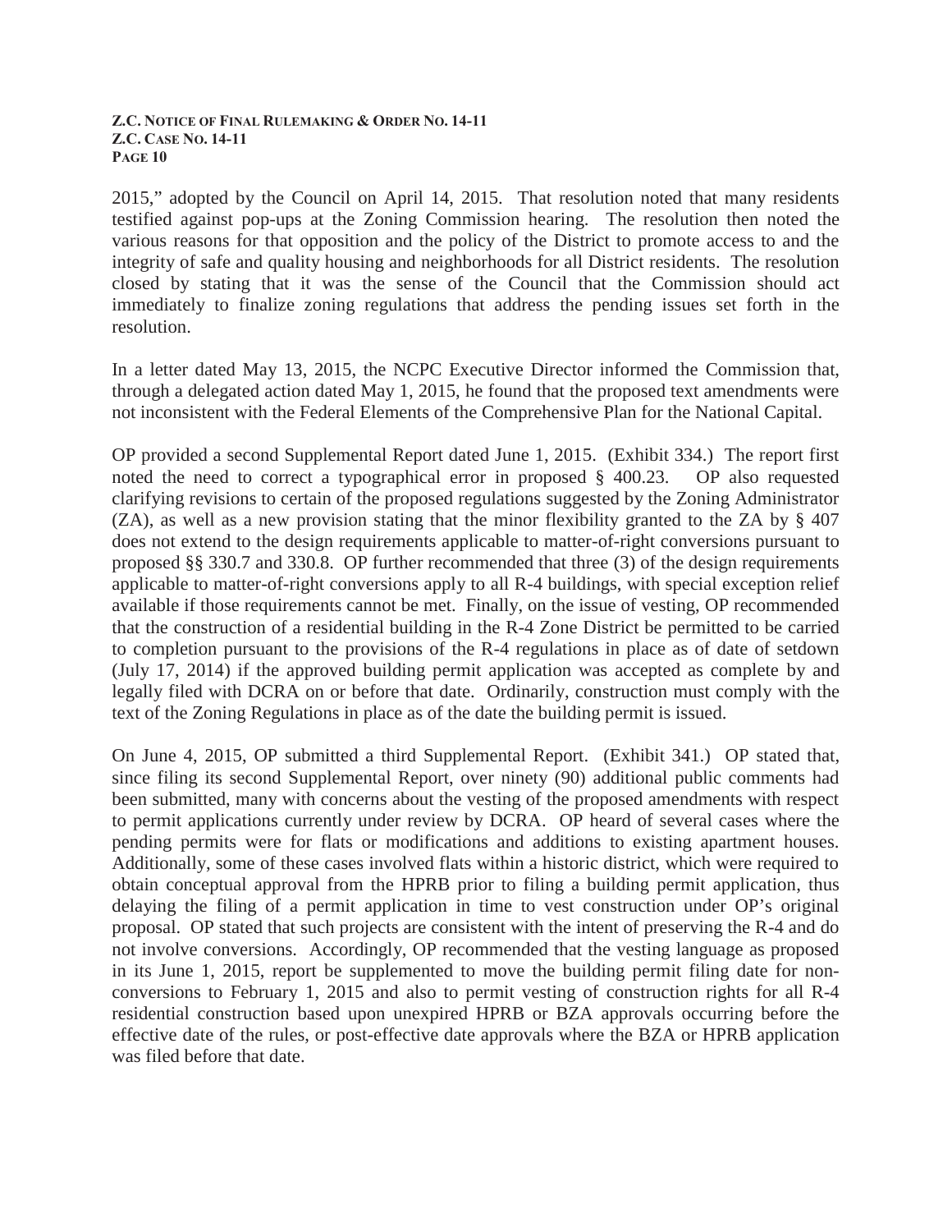2015," adopted by the Council on April 14, 2015. That resolution noted that many residents testified against pop-ups at the Zoning Commission hearing. The resolution then noted the various reasons for that opposition and the policy of the District to promote access to and the integrity of safe and quality housing and neighborhoods for all District residents. The resolution closed by stating that it was the sense of the Council that the Commission should act immediately to finalize zoning regulations that address the pending issues set forth in the resolution.

In a letter dated May 13, 2015, the NCPC Executive Director informed the Commission that, through a delegated action dated May 1, 2015, he found that the proposed text amendments were not inconsistent with the Federal Elements of the Comprehensive Plan for the National Capital.

OP provided a second Supplemental Report dated June 1, 2015. (Exhibit 334.) The report first noted the need to correct a typographical error in proposed § 400.23. OP also requested clarifying revisions to certain of the proposed regulations suggested by the Zoning Administrator (ZA), as well as a new provision stating that the minor flexibility granted to the ZA by § 407 does not extend to the design requirements applicable to matter-of-right conversions pursuant to proposed §§ 330.7 and 330.8. OP further recommended that three (3) of the design requirements applicable to matter-of-right conversions apply to all R-4 buildings, with special exception relief available if those requirements cannot be met. Finally, on the issue of vesting, OP recommended that the construction of a residential building in the R-4 Zone District be permitted to be carried to completion pursuant to the provisions of the R-4 regulations in place as of date of setdown (July 17, 2014) if the approved building permit application was accepted as complete by and legally filed with DCRA on or before that date. Ordinarily, construction must comply with the text of the Zoning Regulations in place as of the date the building permit is issued.

On June 4, 2015, OP submitted a third Supplemental Report. (Exhibit 341.) OP stated that, since filing its second Supplemental Report, over ninety (90) additional public comments had been submitted, many with concerns about the vesting of the proposed amendments with respect to permit applications currently under review by DCRA. OP heard of several cases where the pending permits were for flats or modifications and additions to existing apartment houses. Additionally, some of these cases involved flats within a historic district, which were required to obtain conceptual approval from the HPRB prior to filing a building permit application, thus delaying the filing of a permit application in time to vest construction under OP's original proposal. OP stated that such projects are consistent with the intent of preserving the R-4 and do not involve conversions. Accordingly, OP recommended that the vesting language as proposed in its June 1, 2015, report be supplemented to move the building permit filing date for non-conversions to February 1, 2015 and also to permit vesting of construction rights for all R-4 residential construction based upon unexpired HPRB or BZA approvals occurring before the effective date of the rules, or post-effective date approvals where the BZA or HPRB application was filed before that date.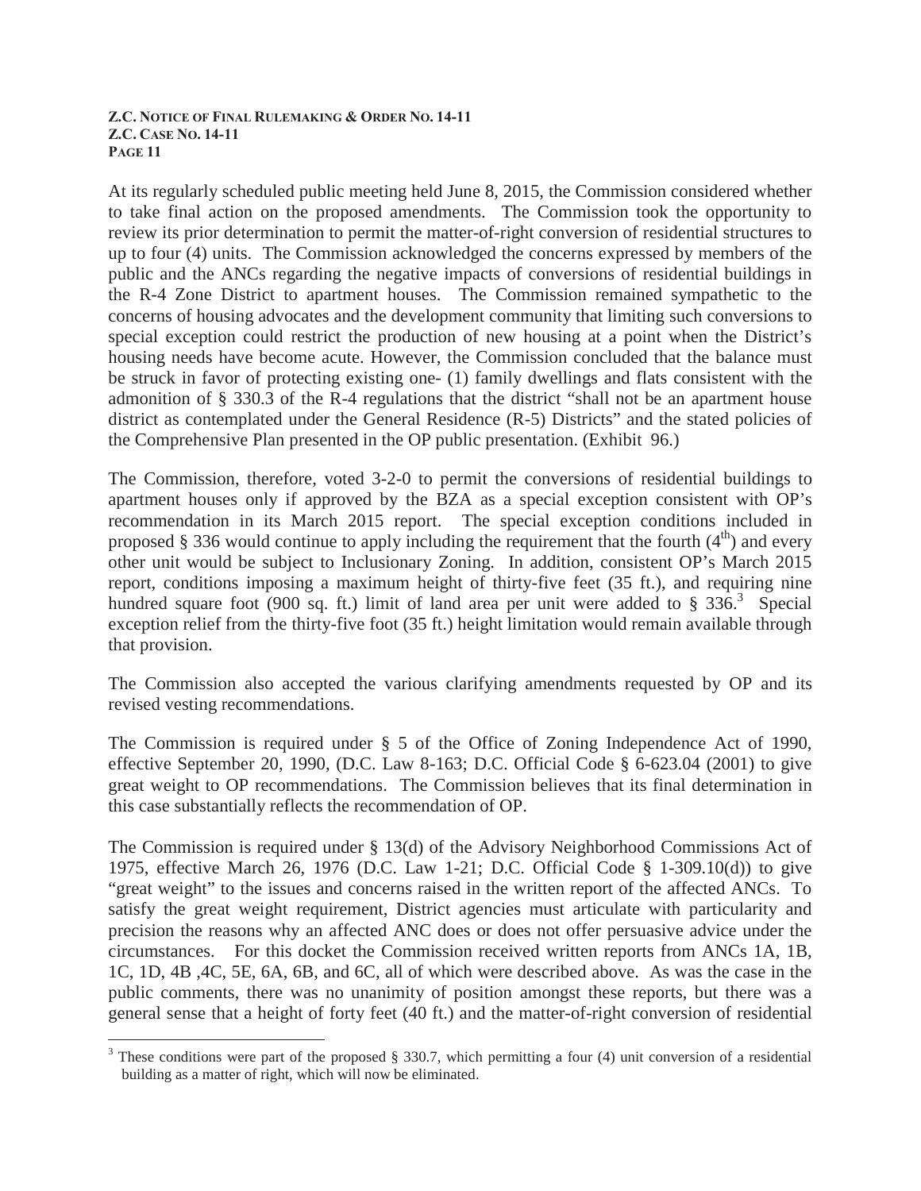At its regularly scheduled public meeting held June 8, 2015, the Commission considered whether to take final action on the proposed amendments. The Commission took the opportunity to review its prior determination to permit the matter-of-right conversion of residential structures to up to four (4) units. The Commission acknowledged the concerns expressed by members of the public and the ANCs regarding the negative impacts of conversions of residential buildings in the R-4 Zone District to apartment houses. The Commission remained sympathetic to the concerns of housing advocates and the development community that limiting such conversions to special exception could restrict the production of new housing at a point when the District's housing needs have become acute. However, the Commission concluded that the balance must be struck in favor of protecting existing one- (1) family dwellings and flats consistent with the admonition of § 330.3 of the R-4 regulations that the district "shall not be an apartment house district as contemplated under the General Residence (R-5) Districts" and the stated policies of the Comprehensive Plan presented in the OP public presentation. (Exhibit 96.)

The Commission, therefore, voted 3-2-0 to permit the conversions of residential buildings to apartment houses only if approved by the BZA as a special exception consistent with OP's recommendation in its March 2015 report. The special exception conditions included in proposed § 336 would continue to apply including the requirement that the fourth (4th) and every other unit would be subject to Inclusionary Zoning. In addition, consistent OP's March 2015 report, conditions imposing a maximum height of thirty-five feet (35 ft.), and requiring nine hundred square foot (900 sq. ft.) limit of land area per unit were added to § 336.[3] Special exception relief from the thirty-five foot (35 ft.) height limitation would remain available through that provision.

The Commission also accepted the various clarifying amendments requested by OP and its revised vesting recommendations.

The Commission is required under § 5 of the Office of Zoning Independence Act of 1990, effective September 20, 1990, (D.C. Law 8-163; D.C. Official Code § 6-623.04 (2001) to give great weight to OP recommendations. The Commission believes that its final determination in this case substantially reflects the recommendation of OP.

The Commission is required under § 13(d) of the Advisory Neighborhood Commissions Act of 1975, effective March 26, 1976 (D.C. Law 1-21; D.C. Official Code § 1-309.10(d)) to give "great weight" to the issues and concerns raised in the written report of the affected ANCs. To satisfy the great weight requirement, District agencies must articulate with particularity and precision the reasons why an affected ANC does or does not offer persuasive advice under the circumstances. For this docket the Commission received written reports from ANCs 1A, 1B, 1C, 1D, 4B ,4C, 5E, 6A, 6B, and 6C, all of which were described above. As was the case in the public comments, there was no unanimity of position amongst these reports, but there was a general sense that a height of forty feet (40 ft.) and the matter-of-right conversion of residential

[3] These conditions were part of the proposed § 330.7, which permitting a four (4) unit conversion of a residential building as a matter of right, which will now be eliminated.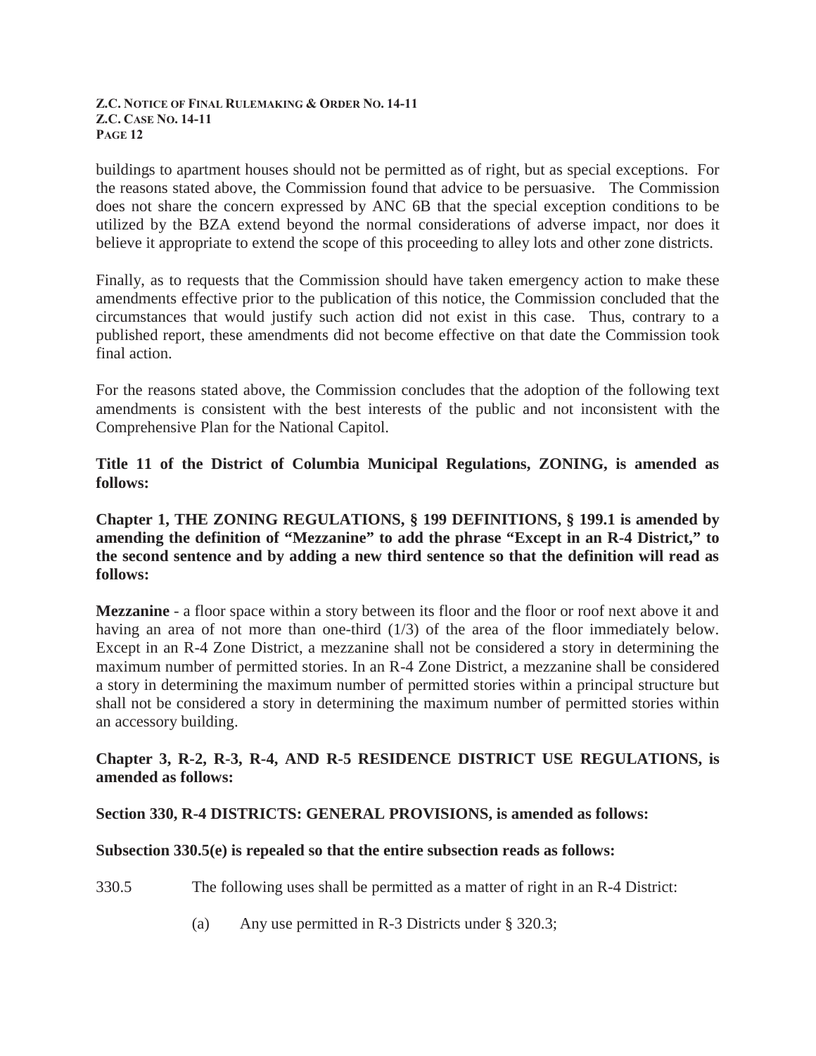buildings to apartment houses should not be permitted as of right, but as special exceptions. For the reasons stated above, the Commission found that advice to be persuasive. The Commission does not share the concern expressed by ANC 6B that the special exception conditions to be utilized by the BZA extend beyond the normal considerations of adverse impact, nor does it believe it appropriate to extend the scope of this proceeding to alley lots and other zone districts.

Finally, as to requests that the Commission should have taken emergency action to make these amendments effective prior to the publication of this notice, the Commission concluded that the circumstances that would justify such action did not exist in this case. Thus, contrary to a published report, these amendments did not become effective on that date the Commission took final action.

For the reasons stated above, the Commission concludes that the adoption of the following text amendments is consistent with the best interests of the public and not inconsistent with the Comprehensive Plan for the National Capitol.

**Title 11 of the District of Columbia Municipal Regulations, ZONING, is amended as follows:**

**Chapter 1, THE ZONING REGULATIONS, § 199 DEFINITIONS, § 199.1 is amended by amending the definition of "Mezzanine" to add the phrase "Except in an R-4 District," to the second sentence and by adding a new third sentence so that the definition will read as follows:**

**Mezzanine** - a floor space within a story between its floor and the floor or roof next above it and having an area of not more than one-third (1/3) of the area of the floor immediately below. Except in an R-4 Zone District, a mezzanine shall not be considered a story in determining the maximum number of permitted stories. In an R-4 Zone District, a mezzanine shall be considered a story in determining the maximum number of permitted stories within a principal structure but shall not be considered a story in determining the maximum number of permitted stories within an accessory building.

**Chapter 3, R-2, R-3, R-4, AND R-5 RESIDENCE DISTRICT USE REGULATIONS, is amended as follows:**

**Section 330, R-4 DISTRICTS: GENERAL PROVISIONS, is amended as follows:**

**Subsection 330.5(e) is repealed so that the entire subsection reads as follows:**

330.5 The following uses shall be permitted as a matter of right in an R-4 District:

(a) Any use permitted in R-3 Districts under § 320.3;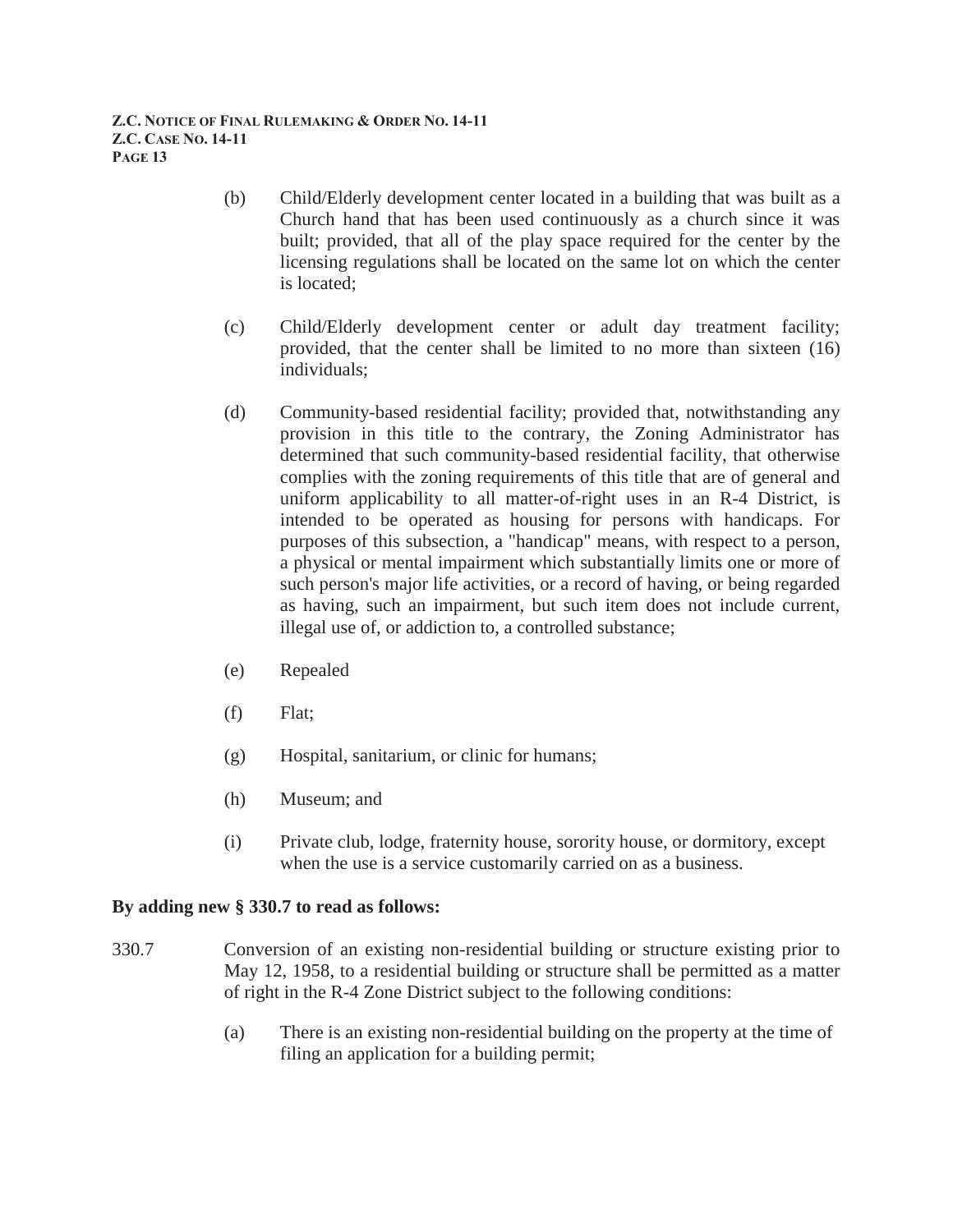(b) Child/Elderly development center located in a building that was built as a Church hand that has been used continuously as a church since it was built; provided, that all of the play space required for the center by the licensing regulations shall be located on the same lot on which the center is located;

(c) Child/Elderly development center or adult day treatment facility; provided, that the center shall be limited to no more than sixteen (16) individuals;

(d) Community-based residential facility; provided that, notwithstanding any provision in this title to the contrary, the Zoning Administrator has determined that such community-based residential facility, that otherwise complies with the zoning requirements of this title that are of general and uniform applicability to all matter-of-right uses in an R-4 District, is intended to be operated as housing for persons with handicaps. For purposes of this subsection, a "handicap" means, with respect to a person, a physical or mental impairment which substantially limits one or more of such person's major life activities, or a record of having, or being regarded as having, such an impairment, but such item does not include current, illegal use of, or addiction to, a controlled substance;

(e) Repealed

(f) Flat;

(g) Hospital, sanitarium, or clinic for humans;

(h) Museum; and

(i) Private club, lodge, fraternity house, sorority house, or dormitory, except when the use is a service customarily carried on as a business.

**By adding new § 330.7 to read as follows:**

330.7 Conversion of an existing non-residential building or structure existing prior to May 12, 1958, to a residential building or structure shall be permitted as a matter of right in the R-4 Zone District subject to the following conditions:

(a) There is an existing non-residential building on the property at the time of filing an application for a building permit;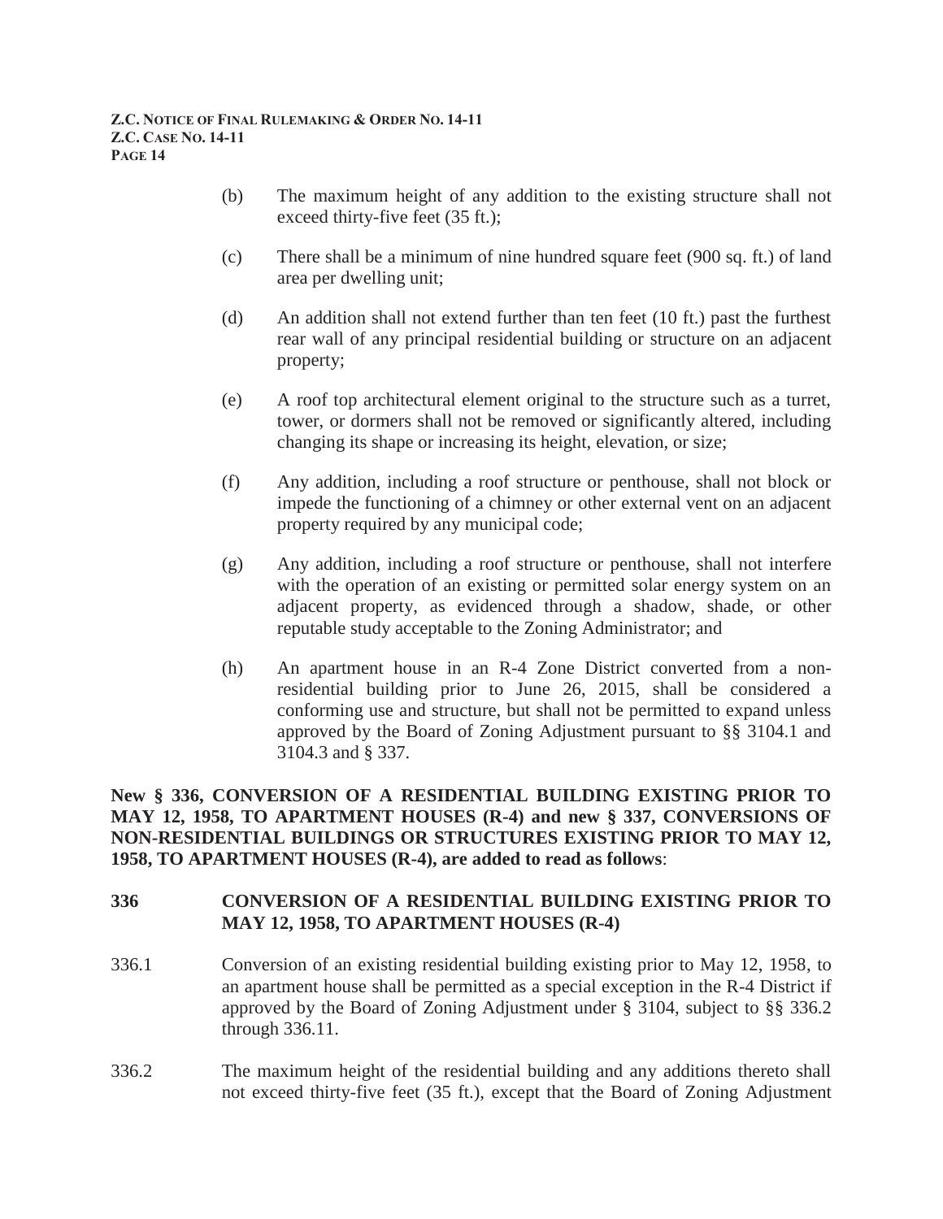(b) The maximum height of any addition to the existing structure shall not exceed thirty-five feet (35 ft.);

(c) There shall be a minimum of nine hundred square feet (900 sq. ft.) of land area per dwelling unit;

(d) An addition shall not extend further than ten feet (10 ft.) past the furthest rear wall of any principal residential building or structure on an adjacent property;

(e) A roof top architectural element original to the structure such as a turret, tower, or dormers shall not be removed or significantly altered, including changing its shape or increasing its height, elevation, or size;

(f) Any addition, including a roof structure or penthouse, shall not block or impede the functioning of a chimney or other external vent on an adjacent property required by any municipal code;

(g) Any addition, including a roof structure or penthouse, shall not interfere with the operation of an existing or permitted solar energy system on an adjacent property, as evidenced through a shadow, shade, or other reputable study acceptable to the Zoning Administrator; and

(h) An apartment house in an R-4 Zone District converted from a non-residential building prior to June 26, 2015, shall be considered a conforming use and structure, but shall not be permitted to expand unless approved by the Board of Zoning Adjustment pursuant to §§ 3104.1 and 3104.3 and § 337.

**New § 336, CONVERSION OF A RESIDENTIAL BUILDING EXISTING PRIOR TO MAY 12, 1958, TO APARTMENT HOUSES (R-4) and new § 337, CONVERSIONS OF NON-RESIDENTIAL BUILDINGS OR STRUCTURES EXISTING PRIOR TO MAY 12, 1958, TO APARTMENT HOUSES (R-4), are added to read as follows**:

## 336 CONVERSION OF A RESIDENTIAL BUILDING EXISTING PRIOR TO MAY 12, 1958, TO APARTMENT HOUSES (R-4)

336.1 Conversion of an existing residential building existing prior to May 12, 1958, to an apartment house shall be permitted as a special exception in the R-4 District if approved by the Board of Zoning Adjustment under § 3104, subject to §§ 336.2 through 336.11.

336.2 The maximum height of the residential building and any additions thereto shall not exceed thirty-five feet (35 ft.), except that the Board of Zoning Adjustment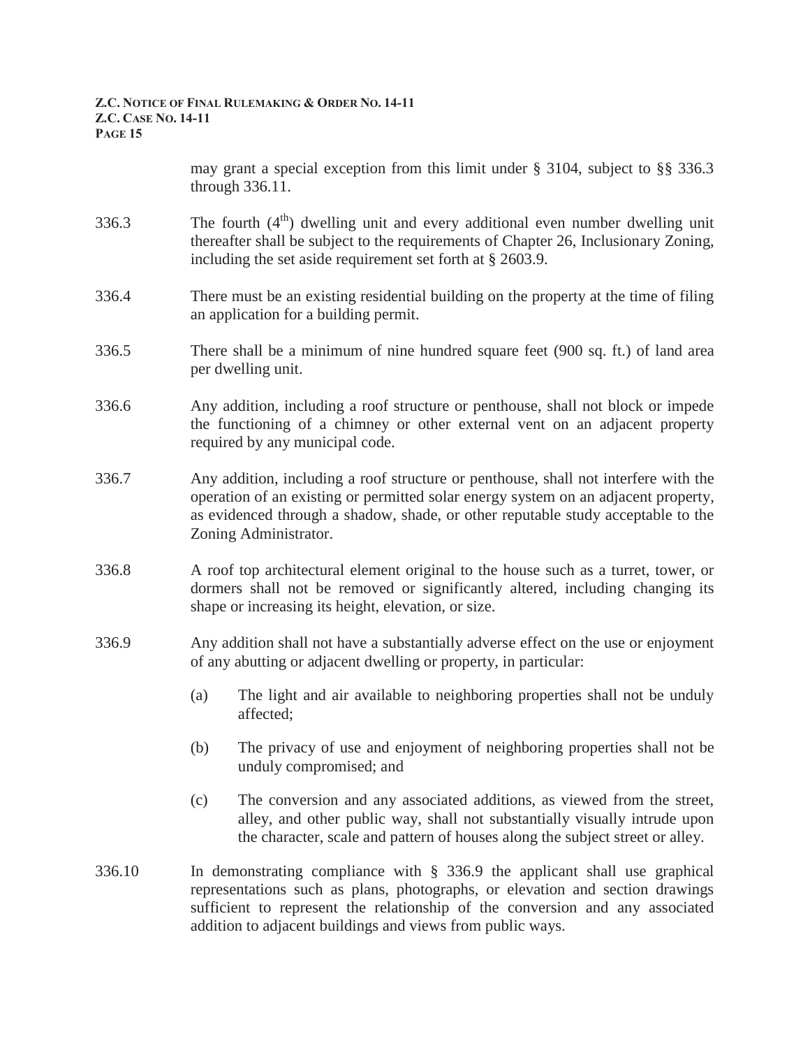may grant a special exception from this limit under § 3104, subject to §§ 336.3 through 336.11.

336.3 The fourth ($4^{th}$) dwelling unit and every additional even number dwelling unit thereafter shall be subject to the requirements of Chapter 26, Inclusionary Zoning, including the set aside requirement set forth at § 2603.9.

336.4 There must be an existing residential building on the property at the time of filing an application for a building permit.

336.5 There shall be a minimum of nine hundred square feet (900 sq. ft.) of land area per dwelling unit.

336.6 Any addition, including a roof structure or penthouse, shall not block or impede the functioning of a chimney or other external vent on an adjacent property required by any municipal code.

336.7 Any addition, including a roof structure or penthouse, shall not interfere with the operation of an existing or permitted solar energy system on an adjacent property, as evidenced through a shadow, shade, or other reputable study acceptable to the Zoning Administrator.

336.8 A roof top architectural element original to the house such as a turret, tower, or dormers shall not be removed or significantly altered, including changing its shape or increasing its height, elevation, or size.

336.9 Any addition shall not have a substantially adverse effect on the use or enjoyment of any abutting or adjacent dwelling or property, in particular:

(a) The light and air available to neighboring properties shall not be unduly affected;

(b) The privacy of use and enjoyment of neighboring properties shall not be unduly compromised; and

(c) The conversion and any associated additions, as viewed from the street, alley, and other public way, shall not substantially visually intrude upon the character, scale and pattern of houses along the subject street or alley.

336.10 In demonstrating compliance with § 336.9 the applicant shall use graphical representations such as plans, photographs, or elevation and section drawings sufficient to represent the relationship of the conversion and any associated addition to adjacent buildings and views from public ways.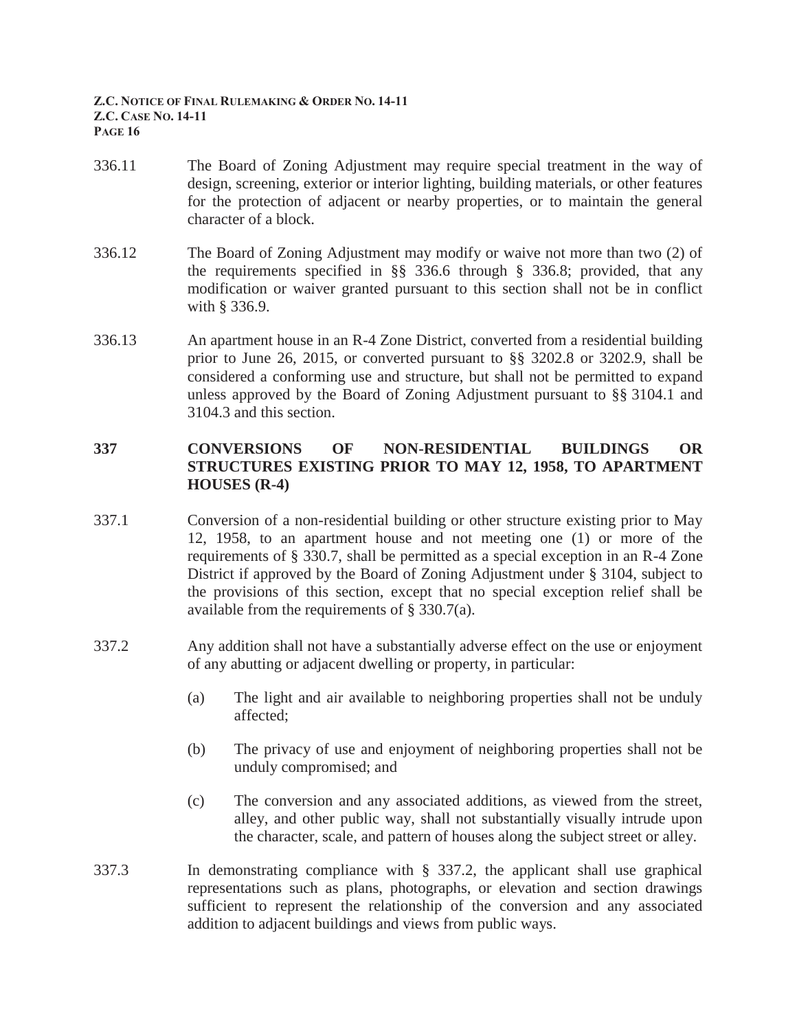336.11 The Board of Zoning Adjustment may require special treatment in the way of design, screening, exterior or interior lighting, building materials, or other features for the protection of adjacent or nearby properties, or to maintain the general character of a block.

336.12 The Board of Zoning Adjustment may modify or waive not more than two (2) of the requirements specified in §§ 336.6 through § 336.8; provided, that any modification or waiver granted pursuant to this section shall not be in conflict with § 336.9.

336.13 An apartment house in an R-4 Zone District, converted from a residential building prior to June 26, 2015, or converted pursuant to §§ 3202.8 or 3202.9, shall be considered a conforming use and structure, but shall not be permitted to expand unless approved by the Board of Zoning Adjustment pursuant to §§ 3104.1 and 3104.3 and this section.

## 337 CONVERSIONS OF NON-RESIDENTIAL BUILDINGS OR STRUCTURES EXISTING PRIOR TO MAY 12, 1958, TO APARTMENT HOUSES (R-4)

337.1 Conversion of a non-residential building or other structure existing prior to May 12, 1958, to an apartment house and not meeting one (1) or more of the requirements of § 330.7, shall be permitted as a special exception in an R-4 Zone District if approved by the Board of Zoning Adjustment under § 3104, subject to the provisions of this section, except that no special exception relief shall be available from the requirements of § 330.7(a).

337.2 Any addition shall not have a substantially adverse effect on the use or enjoyment of any abutting or adjacent dwelling or property, in particular:

(a) The light and air available to neighboring properties shall not be unduly affected;

(b) The privacy of use and enjoyment of neighboring properties shall not be unduly compromised; and

(c) The conversion and any associated additions, as viewed from the street, alley, and other public way, shall not substantially visually intrude upon the character, scale, and pattern of houses along the subject street or alley.

337.3 In demonstrating compliance with § 337.2, the applicant shall use graphical representations such as plans, photographs, or elevation and section drawings sufficient to represent the relationship of the conversion and any associated addition to adjacent buildings and views from public ways.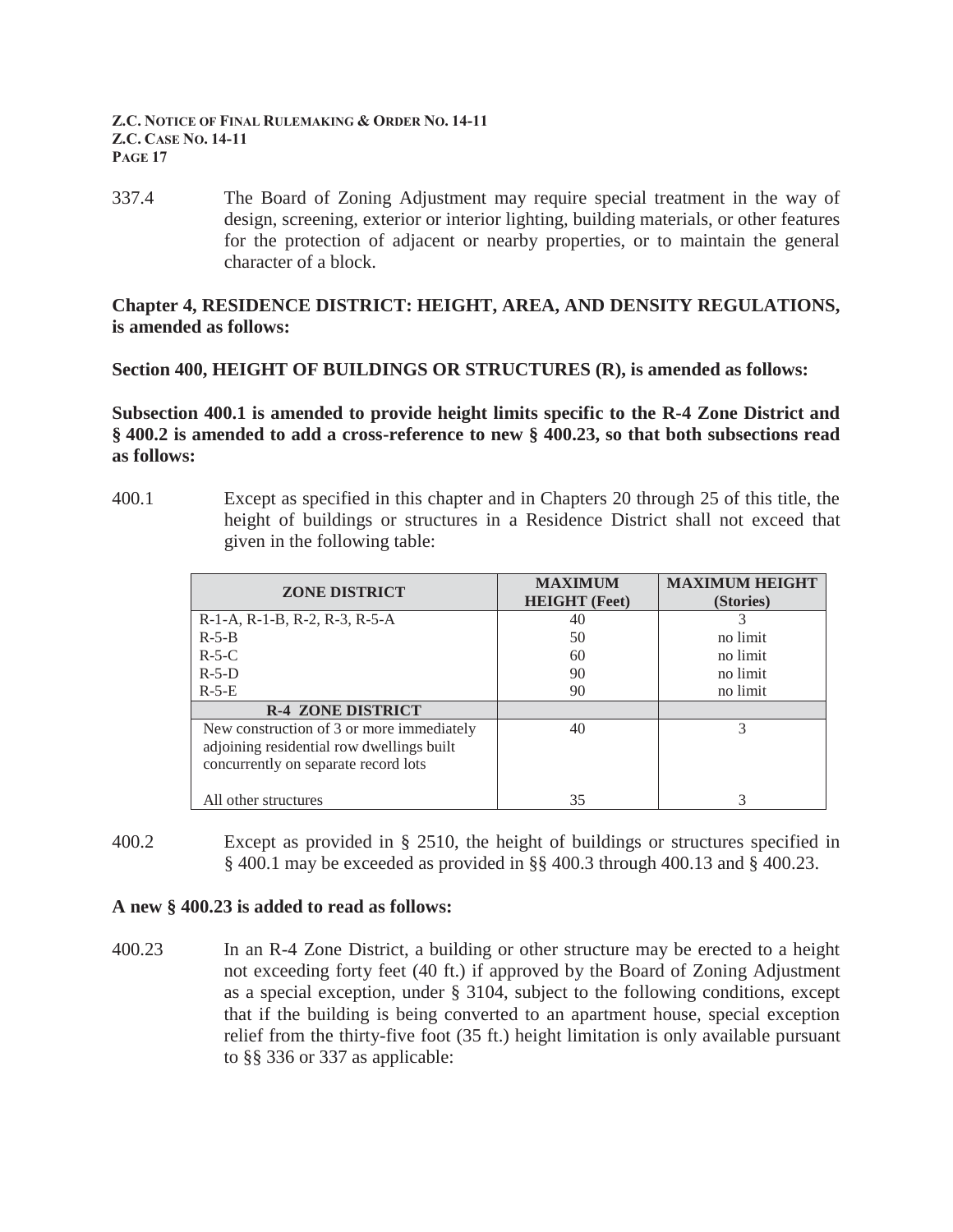337.4 The Board of Zoning Adjustment may require special treatment in the way of design, screening, exterior or interior lighting, building materials, or other features for the protection of adjacent or nearby properties, or to maintain the general character of a block.

**Chapter 4, RESIDENCE DISTRICT: HEIGHT, AREA, AND DENSITY REGULATIONS, is amended as follows:**

**Section 400, HEIGHT OF BUILDINGS OR STRUCTURES (R), is amended as follows:**

**Subsection 400.1 is amended to provide height limits specific to the R-4 Zone District and § 400.2 is amended to add a cross-reference to new § 400.23, so that both subsections read as follows:**

400.1 Except as specified in this chapter and in Chapters 20 through 25 of this title, the height of buildings or structures in a Residence District shall not exceed that given in the following table:

| ZONE DISTRICT | MAXIMUM HEIGHT (Feet) | MAXIMUM HEIGHT (Stories) |
|---|---|---|
| R-1-A, R-1-B, R-2, R-3, R-5-A | 40 | 3 |
| R-5-B | 50 | no limit |
| R-5-C | 60 | no limit |
| R-5-D | 90 | no limit |
| R-5-E | 90 | no limit |
| **R-4 ZONE DISTRICT** | | |
| New construction of 3 or more immediately adjoining residential row dwellings built concurrently on separate record lots | 40 | 3 |
| All other structures | 35 | 3 |

400.2 Except as provided in § 2510, the height of buildings or structures specified in § 400.1 may be exceeded as provided in §§ 400.3 through 400.13 and § 400.23.

**A new § 400.23 is added to read as follows:**

400.23 In an R-4 Zone District, a building or other structure may be erected to a height not exceeding forty feet (40 ft.) if approved by the Board of Zoning Adjustment as a special exception, under § 3104, subject to the following conditions, except that if the building is being converted to an apartment house, special exception relief from the thirty-five foot (35 ft.) height limitation is only available pursuant to §§ 336 or 337 as applicable: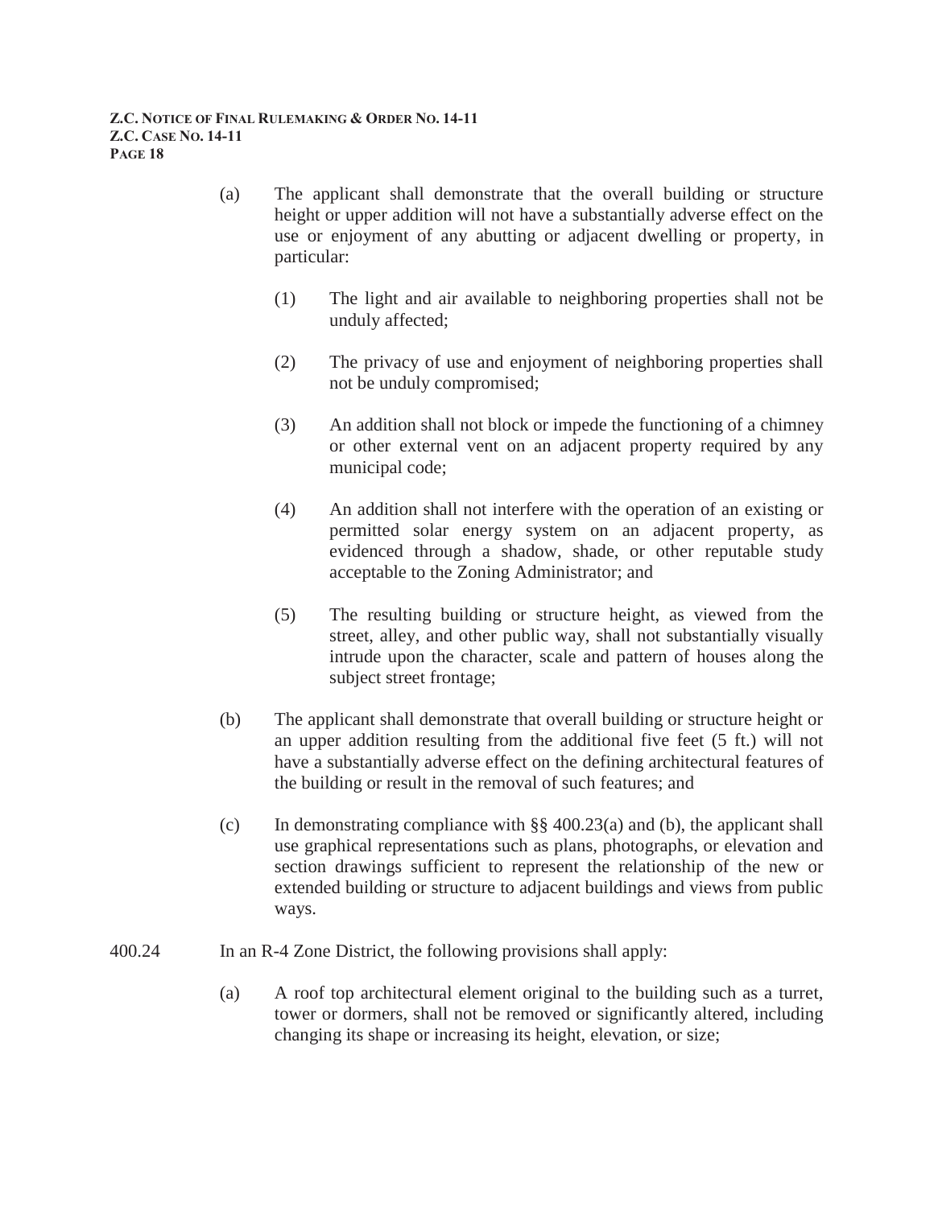(a) The applicant shall demonstrate that the overall building or structure height or upper addition will not have a substantially adverse effect on the use or enjoyment of any abutting or adjacent dwelling or property, in particular:

   (1) The light and air available to neighboring properties shall not be unduly affected;

   (2) The privacy of use and enjoyment of neighboring properties shall not be unduly compromised;

   (3) An addition shall not block or impede the functioning of a chimney or other external vent on an adjacent property required by any municipal code;

   (4) An addition shall not interfere with the operation of an existing or permitted solar energy system on an adjacent property, as evidenced through a shadow, shade, or other reputable study acceptable to the Zoning Administrator; and

   (5) The resulting building or structure height, as viewed from the street, alley, and other public way, shall not substantially visually intrude upon the character, scale and pattern of houses along the subject street frontage;

(b) The applicant shall demonstrate that overall building or structure height or an upper addition resulting from the additional five feet (5 ft.) will not have a substantially adverse effect on the defining architectural features of the building or result in the removal of such features; and

(c) In demonstrating compliance with §§ 400.23(a) and (b), the applicant shall use graphical representations such as plans, photographs, or elevation and section drawings sufficient to represent the relationship of the new or extended building or structure to adjacent buildings and views from public ways.

400.24 In an R-4 Zone District, the following provisions shall apply:

(a) A roof top architectural element original to the building such as a turret, tower or dormers, shall not be removed or significantly altered, including changing its shape or increasing its height, elevation, or size;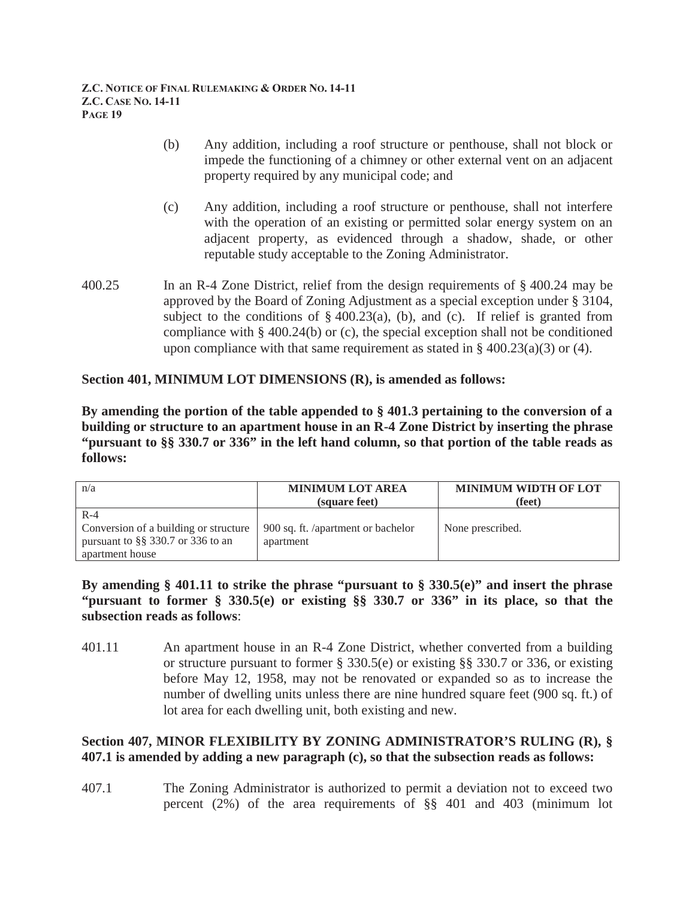(b) Any addition, including a roof structure or penthouse, shall not block or impede the functioning of a chimney or other external vent on an adjacent property required by any municipal code; and

(c) Any addition, including a roof structure or penthouse, shall not interfere with the operation of an existing or permitted solar energy system on an adjacent property, as evidenced through a shadow, shade, or other reputable study acceptable to the Zoning Administrator.

400.25 In an R-4 Zone District, relief from the design requirements of § 400.24 may be approved by the Board of Zoning Adjustment as a special exception under § 3104, subject to the conditions of § 400.23(a), (b), and (c). If relief is granted from compliance with § 400.24(b) or (c), the special exception shall not be conditioned upon compliance with that same requirement as stated in § 400.23(a)(3) or (4).

**Section 401, MINIMUM LOT DIMENSIONS (R), is amended as follows:**

**By amending the portion of the table appended to § 401.3 pertaining to the conversion of a building or structure to an apartment house in an R-4 Zone District by inserting the phrase "pursuant to §§ 330.7 or 336" in the left hand column, so that portion of the table reads as follows:**

| n/a | **MINIMUM LOT AREA (square feet)** | **MINIMUM WIDTH OF LOT (feet)** |
|---|---|---|
| R-4<br>Conversion of a building or structure pursuant to §§ 330.7 or 336 to an apartment house | 900 sq. ft. /apartment or bachelor apartment | None prescribed. |

**By amending § 401.11 to strike the phrase "pursuant to § 330.5(e)" and insert the phrase "pursuant to former § 330.5(e) or existing §§ 330.7 or 336" in its place, so that the subsection reads as follows**:

401.11 An apartment house in an R-4 Zone District, whether converted from a building or structure pursuant to former § 330.5(e) or existing §§ 330.7 or 336, or existing before May 12, 1958, may not be renovated or expanded so as to increase the number of dwelling units unless there are nine hundred square feet (900 sq. ft.) of lot area for each dwelling unit, both existing and new.

**Section 407, MINOR FLEXIBILITY BY ZONING ADMINISTRATOR'S RULING (R), § 407.1 is amended by adding a new paragraph (c), so that the subsection reads as follows:**

407.1 The Zoning Administrator is authorized to permit a deviation not to exceed two percent (2%) of the area requirements of §§ 401 and 403 (minimum lot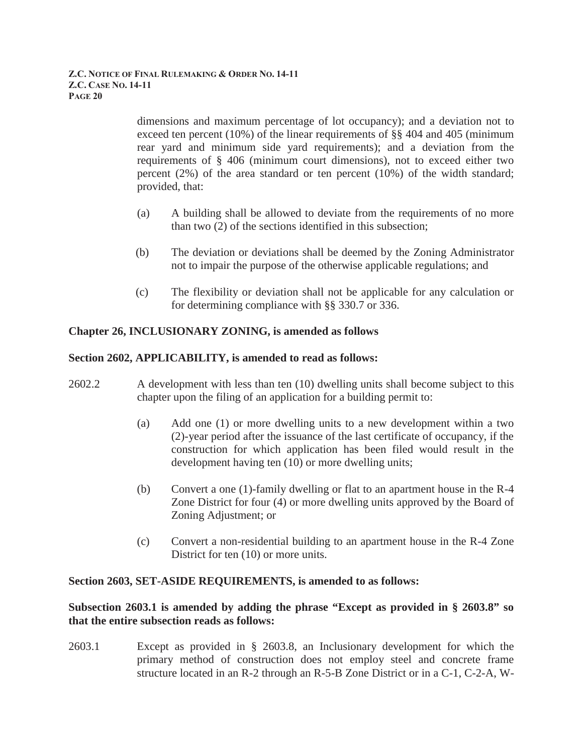dimensions and maximum percentage of lot occupancy); and a deviation not to exceed ten percent (10%) of the linear requirements of §§ 404 and 405 (minimum rear yard and minimum side yard requirements); and a deviation from the requirements of § 406 (minimum court dimensions), not to exceed either two percent (2%) of the area standard or ten percent (10%) of the width standard; provided, that:

(a) A building shall be allowed to deviate from the requirements of no more than two (2) of the sections identified in this subsection;

(b) The deviation or deviations shall be deemed by the Zoning Administrator not to impair the purpose of the otherwise applicable regulations; and

(c) The flexibility or deviation shall not be applicable for any calculation or for determining compliance with §§ 330.7 or 336.

**Chapter 26, INCLUSIONARY ZONING, is amended as follows**

**Section 2602, APPLICABILITY, is amended to read as follows:**

2602.2 A development with less than ten (10) dwelling units shall become subject to this chapter upon the filing of an application for a building permit to:

(a) Add one (1) or more dwelling units to a new development within a two (2)-year period after the issuance of the last certificate of occupancy, if the construction for which application has been filed would result in the development having ten (10) or more dwelling units;

(b) Convert a one (1)-family dwelling or flat to an apartment house in the R-4 Zone District for four (4) or more dwelling units approved by the Board of Zoning Adjustment; or

(c) Convert a non-residential building to an apartment house in the R-4 Zone District for ten (10) or more units.

**Section 2603, SET-ASIDE REQUIREMENTS, is amended to as follows:**

**Subsection 2603.1 is amended by adding the phrase "Except as provided in § 2603.8" so that the entire subsection reads as follows:**

2603.1 Except as provided in § 2603.8, an Inclusionary development for which the primary method of construction does not employ steel and concrete frame structure located in an R-2 through an R-5-B Zone District or in a C-1, C-2-A, W-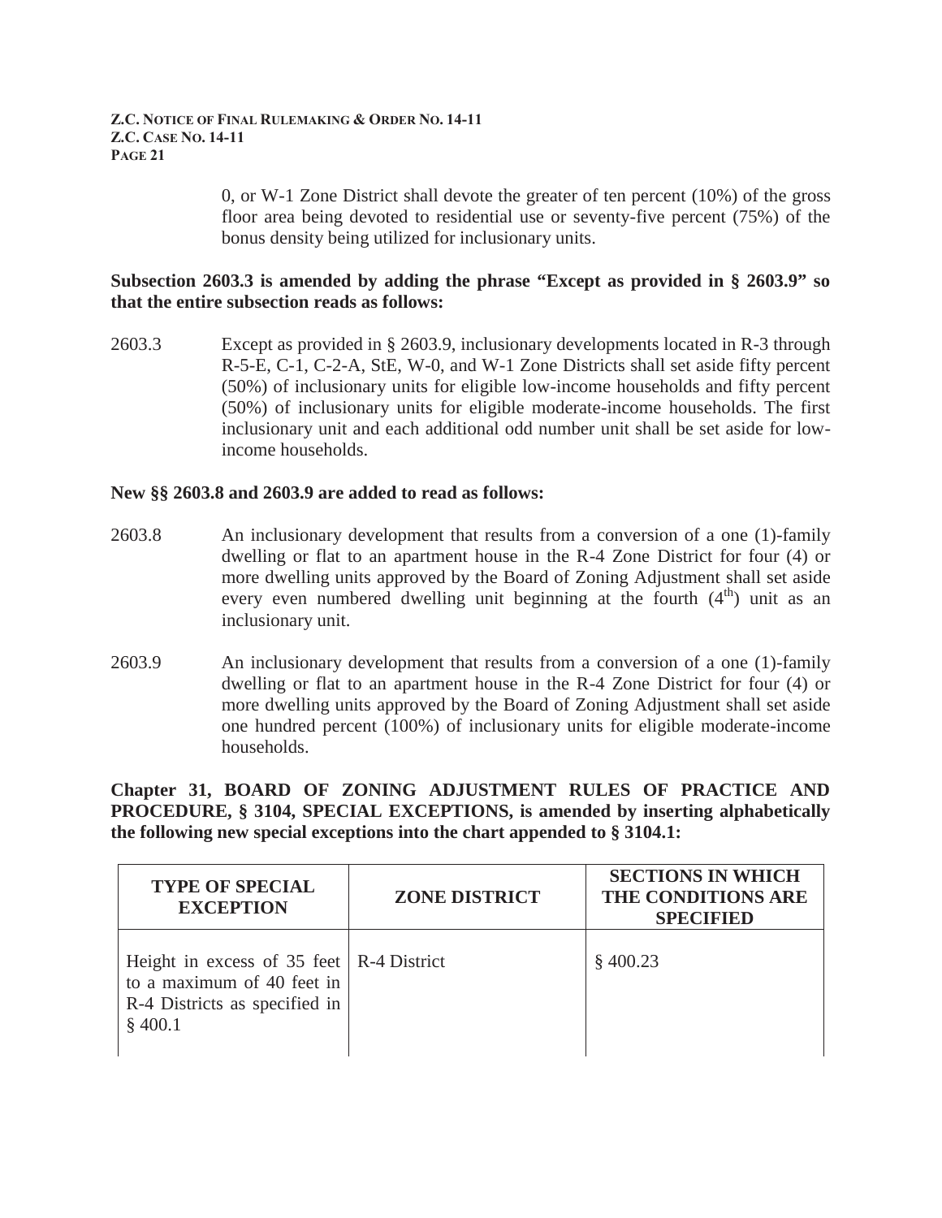0, or W-1 Zone District shall devote the greater of ten percent (10%) of the gross floor area being devoted to residential use or seventy-five percent (75%) of the bonus density being utilized for inclusionary units.

**Subsection 2603.3 is amended by adding the phrase "Except as provided in § 2603.9" so that the entire subsection reads as follows:**

2603.3 Except as provided in § 2603.9, inclusionary developments located in R-3 through R-5-E, C-1, C-2-A, StE, W-0, and W-1 Zone Districts shall set aside fifty percent (50%) of inclusionary units for eligible low-income households and fifty percent (50%) of inclusionary units for eligible moderate-income households. The first inclusionary unit and each additional odd number unit shall be set aside for low-income households.

**New §§ 2603.8 and 2603.9 are added to read as follows:**

2603.8 An inclusionary development that results from a conversion of a one (1)-family dwelling or flat to an apartment house in the R-4 Zone District for four (4) or more dwelling units approved by the Board of Zoning Adjustment shall set aside every even numbered dwelling unit beginning at the fourth (4th) unit as an inclusionary unit.

2603.9 An inclusionary development that results from a conversion of a one (1)-family dwelling or flat to an apartment house in the R-4 Zone District for four (4) or more dwelling units approved by the Board of Zoning Adjustment shall set aside one hundred percent (100%) of inclusionary units for eligible moderate-income households.

**Chapter 31, BOARD OF ZONING ADJUSTMENT RULES OF PRACTICE AND PROCEDURE, § 3104, SPECIAL EXCEPTIONS, is amended by inserting alphabetically the following new special exceptions into the chart appended to § 3104.1:**

| TYPE OF SPECIAL EXCEPTION | ZONE DISTRICT | SECTIONS IN WHICH THE CONDITIONS ARE SPECIFIED |
|---|---|---|
| Height in excess of 35 feet to a maximum of 40 feet in R-4 Districts as specified in § 400.1 | R-4 District | § 400.23 |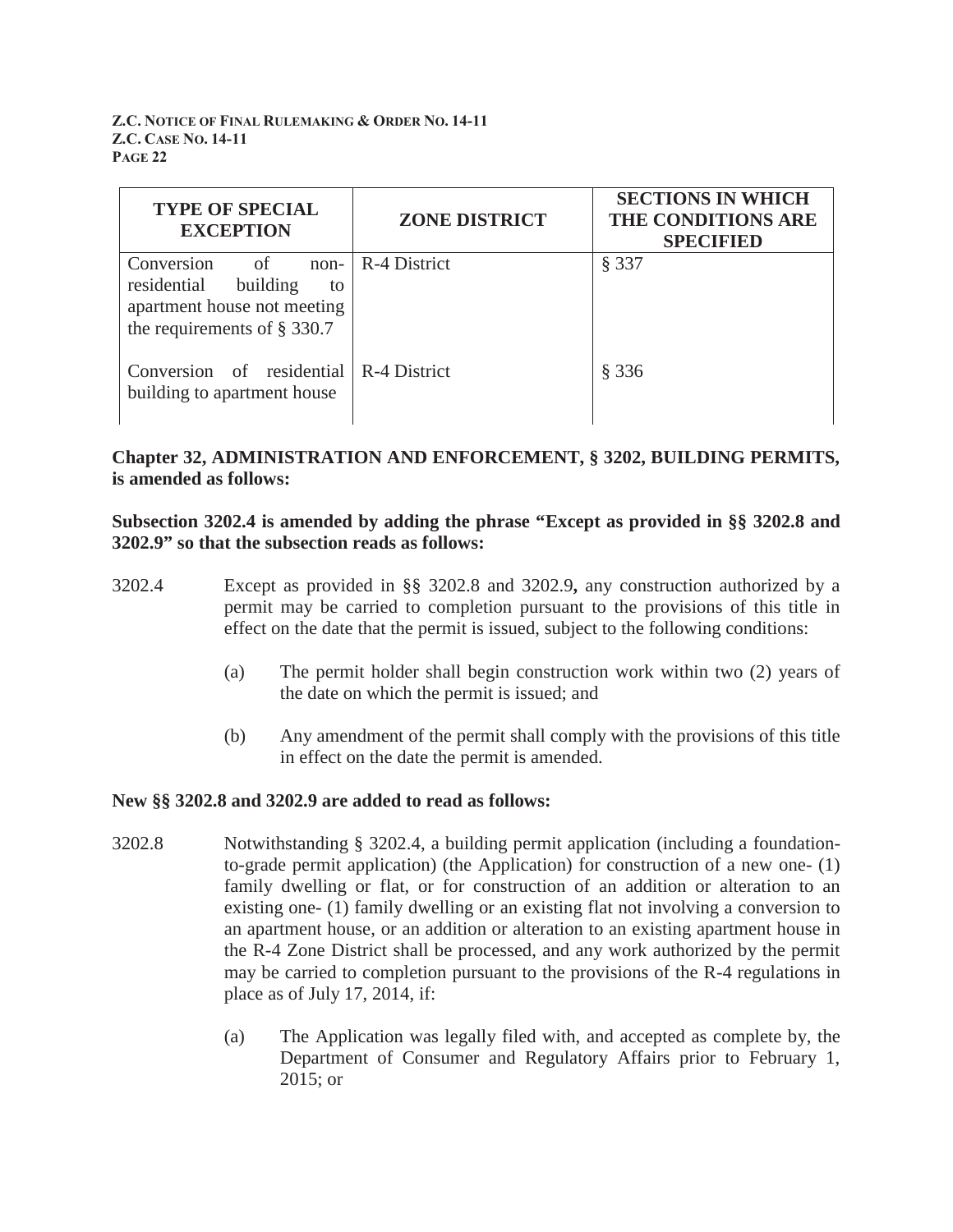| TYPE OF SPECIAL EXCEPTION | ZONE DISTRICT | SECTIONS IN WHICH THE CONDITIONS ARE SPECIFIED |
|---|---|---|
| Conversion of non-residential building to apartment house not meeting the requirements of § 330.7 | R-4 District | § 337 |
| Conversion of residential building to apartment house | R-4 District | § 336 |

**Chapter 32, ADMINISTRATION AND ENFORCEMENT, § 3202, BUILDING PERMITS, is amended as follows:**

**Subsection 3202.4 is amended by adding the phrase "Except as provided in §§ 3202.8 and 3202.9" so that the subsection reads as follows:**

3202.4 Except as provided in §§ 3202.8 and 3202.9**,** any construction authorized by a permit may be carried to completion pursuant to the provisions of this title in effect on the date that the permit is issued, subject to the following conditions:

(a) The permit holder shall begin construction work within two (2) years of the date on which the permit is issued; and

(b) Any amendment of the permit shall comply with the provisions of this title in effect on the date the permit is amended.

**New §§ 3202.8 and 3202.9 are added to read as follows:**

3202.8 Notwithstanding § 3202.4, a building permit application (including a foundation-to-grade permit application) (the Application) for construction of a new one- (1) family dwelling or flat, or for construction of an addition or alteration to an existing one- (1) family dwelling or an existing flat not involving a conversion to an apartment house, or an addition or alteration to an existing apartment house in the R-4 Zone District shall be processed, and any work authorized by the permit may be carried to completion pursuant to the provisions of the R-4 regulations in place as of July 17, 2014, if:

(a) The Application was legally filed with, and accepted as complete by, the Department of Consumer and Regulatory Affairs prior to February 1, 2015; or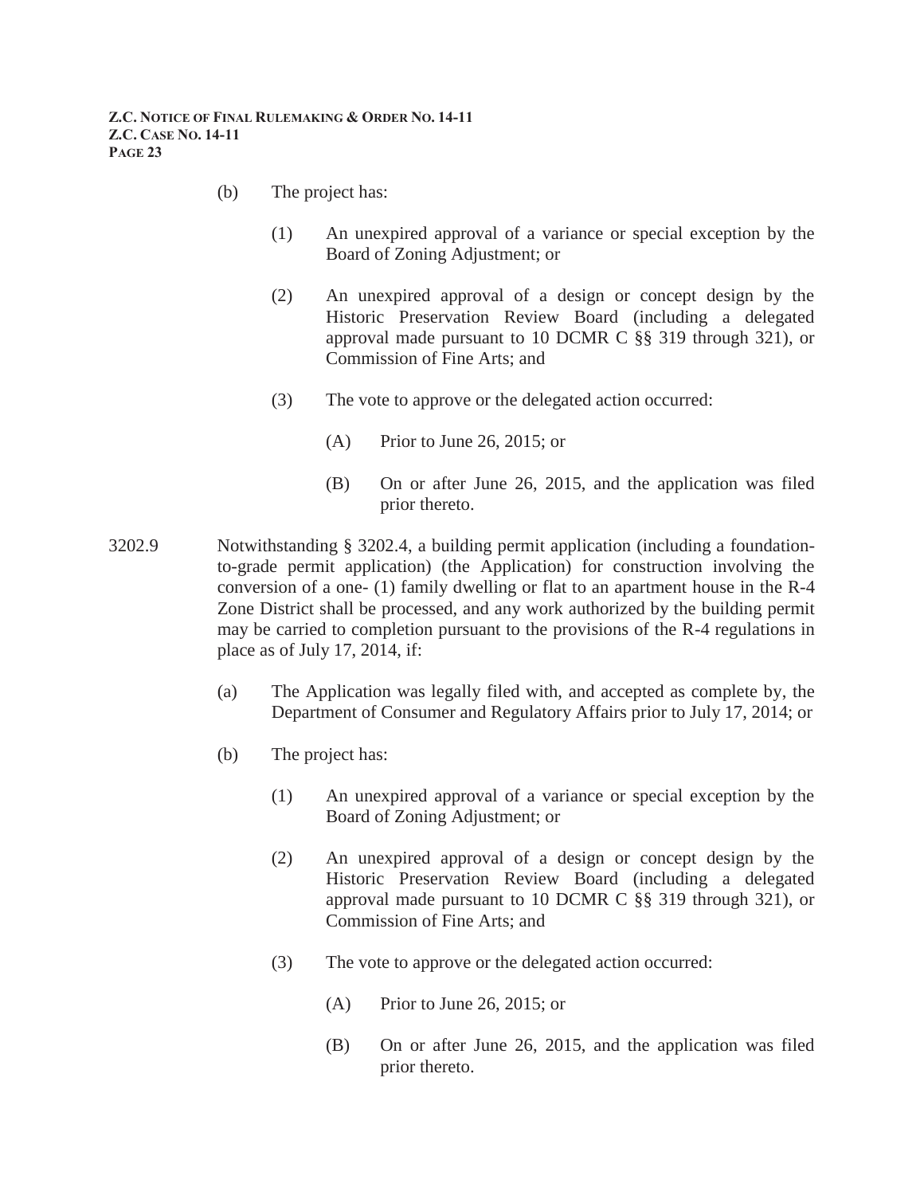(b) The project has:

(1) An unexpired approval of a variance or special exception by the Board of Zoning Adjustment; or

(2) An unexpired approval of a design or concept design by the Historic Preservation Review Board (including a delegated approval made pursuant to 10 DCMR C §§ 319 through 321), or Commission of Fine Arts; and

(3) The vote to approve or the delegated action occurred:

(A) Prior to June 26, 2015; or

(B) On or after June 26, 2015, and the application was filed prior thereto.

3202.9 Notwithstanding § 3202.4, a building permit application (including a foundation-to-grade permit application) (the Application) for construction involving the conversion of a one- (1) family dwelling or flat to an apartment house in the R-4 Zone District shall be processed, and any work authorized by the building permit may be carried to completion pursuant to the provisions of the R-4 regulations in place as of July 17, 2014, if:

(a) The Application was legally filed with, and accepted as complete by, the Department of Consumer and Regulatory Affairs prior to July 17, 2014; or

(b) The project has:

(1) An unexpired approval of a variance or special exception by the Board of Zoning Adjustment; or

(2) An unexpired approval of a design or concept design by the Historic Preservation Review Board (including a delegated approval made pursuant to 10 DCMR C §§ 319 through 321), or Commission of Fine Arts; and

(3) The vote to approve or the delegated action occurred:

(A) Prior to June 26, 2015; or

(B) On or after June 26, 2015, and the application was filed prior thereto.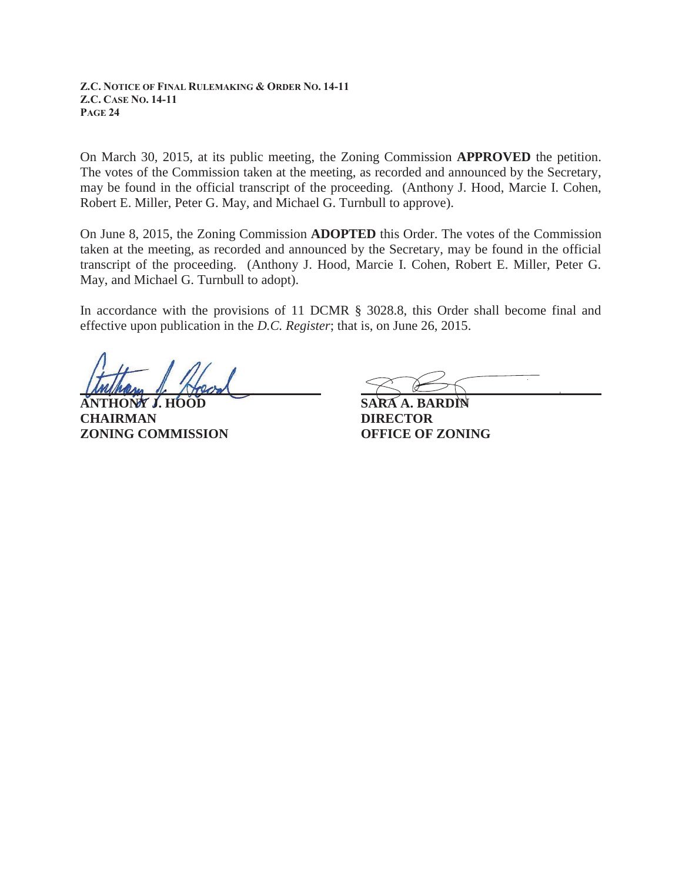On March 30, 2015, at its public meeting, the Zoning Commission **APPROVED** the petition. The votes of the Commission taken at the meeting, as recorded and announced by the Secretary, may be found in the official transcript of the proceeding. (Anthony J. Hood, Marcie I. Cohen, Robert E. Miller, Peter G. May, and Michael G. Turnbull to approve).

On June 8, 2015, the Zoning Commission **ADOPTED** this Order. The votes of the Commission taken at the meeting, as recorded and announced by the Secretary, may be found in the official transcript of the proceeding. (Anthony J. Hood, Marcie I. Cohen, Robert E. Miller, Peter G. May, and Michael G. Turnbull to adopt).

In accordance with the provisions of 11 DCMR § 3028.8, this Order shall become final and effective upon publication in the *D.C. Register*; that is, on June 26, 2015.

| | |
|---|---|
| **ANTHONY J. HOOD** | **SARA A. BARDIN** |
| **CHAIRMAN** | **DIRECTOR** |
| **ZONING COMMISSION** | **OFFICE OF ZONING** |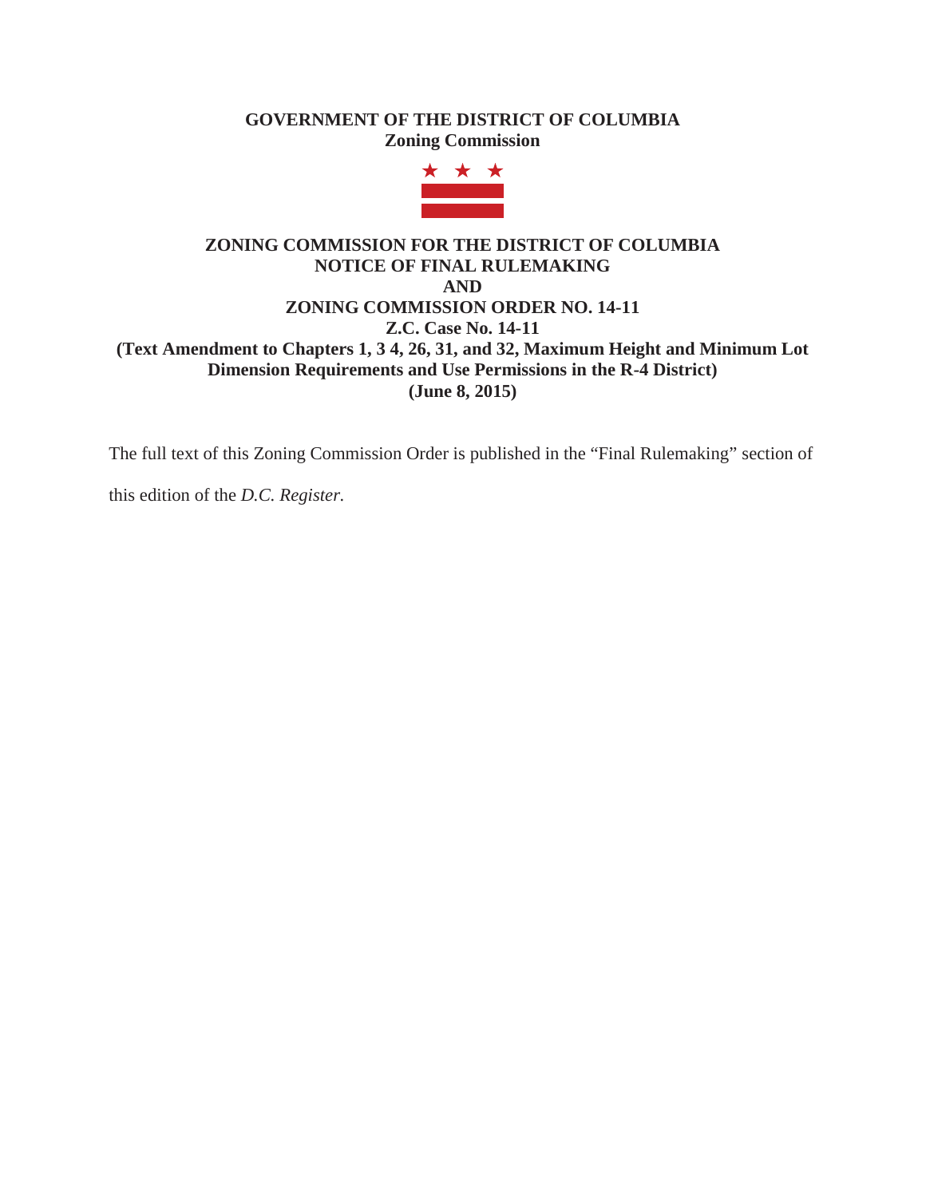**GOVERNMENT OF THE DISTRICT OF COLUMBIA**
**Zoning Commission**

**ZONING COMMISSION FOR THE DISTRICT OF COLUMBIA**
**NOTICE OF FINAL RULEMAKING**
**AND**
**ZONING COMMISSION ORDER NO. 14-11**
**Z.C. Case No. 14-11**
**(Text Amendment to Chapters 1, 3 4, 26, 31, and 32, Maximum Height and Minimum Lot Dimension Requirements and Use Permissions in the R-4 District)**
**(June 8, 2015)**

The full text of this Zoning Commission Order is published in the "Final Rulemaking" section of this edition of the *D.C. Register.*